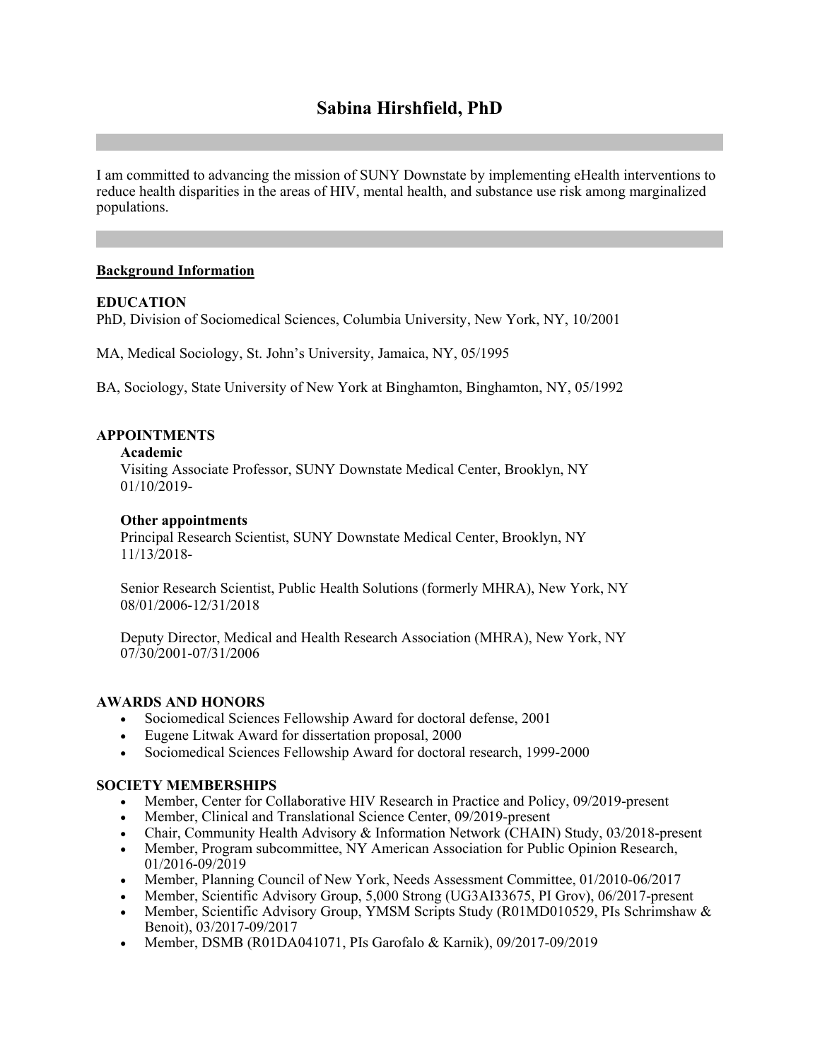# Sabina Hirshfield, PhD

I am committed to advancing the mission of SUNY Downstate by implementing eHealth interventions to reduce health disparities in the areas of HIV, mental health, and substance use risk among marginalized populations.

## Background Information

### EDUCATION

PhD, Division of Sociomedical Sciences, Columbia University, New York, NY, 10/2001

MA, Medical Sociology, St. John's University, Jamaica, NY, 05/1995

BA, Sociology, State University of New York at Binghamton, Binghamton, NY, 05/1992

### APPOINTMENTS

**Academic**

Visiting Associate Professor, SUNY Downstate Medical Center, Brooklyn, NY
01/10/2019-

**Other appointments**

Principal Research Scientist, SUNY Downstate Medical Center, Brooklyn, NY
11/13/2018-

Senior Research Scientist, Public Health Solutions (formerly MHRA), New York, NY
08/01/2006-12/31/2018

Deputy Director, Medical and Health Research Association (MHRA), New York, NY
07/30/2001-07/31/2006

### AWARDS AND HONORS

- Sociomedical Sciences Fellowship Award for doctoral defense, 2001
- Eugene Litwak Award for dissertation proposal, 2000
- Sociomedical Sciences Fellowship Award for doctoral research, 1999-2000

### SOCIETY MEMBERSHIPS

- Member, Center for Collaborative HIV Research in Practice and Policy, 09/2019-present
- Member, Clinical and Translational Science Center, 09/2019-present
- Chair, Community Health Advisory & Information Network (CHAIN) Study, 03/2018-present
- Member, Program subcommittee, NY American Association for Public Opinion Research, 01/2016-09/2019
- Member, Planning Council of New York, Needs Assessment Committee, 01/2010-06/2017
- Member, Scientific Advisory Group, 5,000 Strong (UG3AI33675, PI Grov), 06/2017-present
- Member, Scientific Advisory Group, YMSM Scripts Study (R01MD010529, PIs Schrimshaw & Benoit), 03/2017-09/2017
- Member, DSMB (R01DA041071, PIs Garofalo & Karnik), 09/2017-09/2019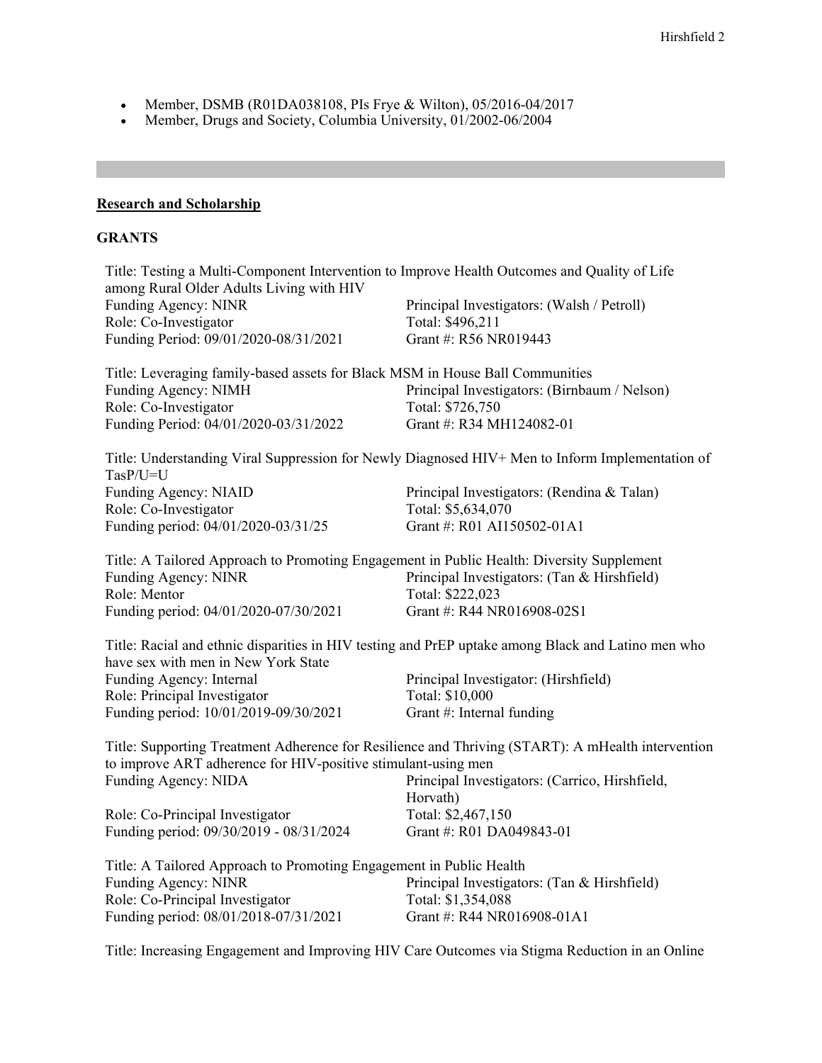- Member, DSMB (R01DA038108, PIs Frye & Wilton), 05/2016-04/2017
- Member, Drugs and Society, Columbia University, 01/2002-06/2004

---

**Research and Scholarship**

**GRANTS**

Title: Testing a Multi-Component Intervention to Improve Health Outcomes and Quality of Life among Rural Older Adults Living with HIV
Funding Agency: NINR
Principal Investigators: (Walsh / Petroll)
Role: Co-Investigator
Total: $496,211
Funding Period: 09/01/2020-08/31/2021
Grant #: R56 NR019443

Title: Leveraging family-based assets for Black MSM in House Ball Communities
Funding Agency: NIMH
Principal Investigators: (Birnbaum / Nelson)
Role: Co-Investigator
Total: $726,750
Funding Period: 04/01/2020-03/31/2022
Grant #: R34 MH124082-01

Title: Understanding Viral Suppression for Newly Diagnosed HIV+ Men to Inform Implementation of TasP/U=U
Funding Agency: NIAID
Principal Investigators: (Rendina & Talan)
Role: Co-Investigator
Total: $5,634,070
Funding period: 04/01/2020-03/31/25
Grant #: R01 AI150502-01A1

Title: A Tailored Approach to Promoting Engagement in Public Health: Diversity Supplement
Funding Agency: NINR
Principal Investigators: (Tan & Hirshfield)
Role: Mentor
Total: $222,023
Funding period: 04/01/2020-07/30/2021
Grant #: R44 NR016908-02S1

Title: Racial and ethnic disparities in HIV testing and PrEP uptake among Black and Latino men who have sex with men in New York State
Funding Agency: Internal
Principal Investigator: (Hirshfield)
Role: Principal Investigator
Total: $10,000
Funding period: 10/01/2019-09/30/2021
Grant #: Internal funding

Title: Supporting Treatment Adherence for Resilience and Thriving (START): A mHealth intervention to improve ART adherence for HIV-positive stimulant-using men
Funding Agency: NIDA
Principal Investigators: (Carrico, Hirshfield, Horvath)
Role: Co-Principal Investigator
Total: $2,467,150
Funding period: 09/30/2019 - 08/31/2024
Grant #: R01 DA049843-01

Title: A Tailored Approach to Promoting Engagement in Public Health
Funding Agency: NINR
Principal Investigators: (Tan & Hirshfield)
Role: Co-Principal Investigator
Total: $1,354,088
Funding period: 08/01/2018-07/31/2021
Grant #: R44 NR016908-01A1

Title: Increasing Engagement and Improving HIV Care Outcomes via Stigma Reduction in an Online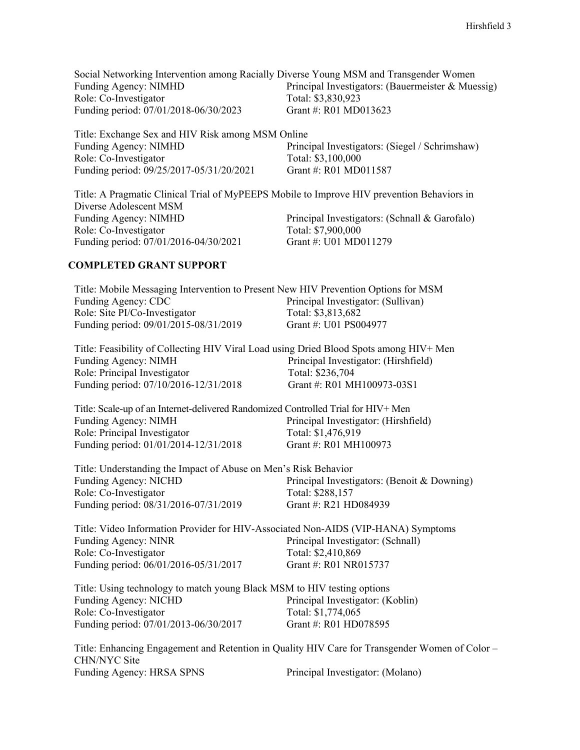Social Networking Intervention among Racially Diverse Young MSM and Transgender Women
Funding Agency: NIMHD    Principal Investigators: (Bauermeister & Muessig)
Role: Co-Investigator    Total: $3,830,923
Funding period: 07/01/2018-06/30/2023    Grant #: R01 MD013623

Title: Exchange Sex and HIV Risk among MSM Online
Funding Agency: NIMHD    Principal Investigators: (Siegel / Schrimshaw)
Role: Co-Investigator    Total: $3,100,000
Funding period: 09/25/2017-05/31/20/2021    Grant #: R01 MD011587

Title: A Pragmatic Clinical Trial of MyPEEPS Mobile to Improve HIV prevention Behaviors in Diverse Adolescent MSM
Funding Agency: NIMHD    Principal Investigators: (Schnall & Garofalo)
Role: Co-Investigator    Total: $7,900,000
Funding period: 07/01/2016-04/30/2021    Grant #: U01 MD011279

## COMPLETED GRANT SUPPORT

Title: Mobile Messaging Intervention to Present New HIV Prevention Options for MSM
Funding Agency: CDC    Principal Investigator: (Sullivan)
Role: Site PI/Co-Investigator    Total: $3,813,682
Funding period: 09/01/2015-08/31/2019    Grant #: U01 PS004977

Title: Feasibility of Collecting HIV Viral Load using Dried Blood Spots among HIV+ Men
Funding Agency: NIMH    Principal Investigator: (Hirshfield)
Role: Principal Investigator    Total: $236,704
Funding period: 07/10/2016-12/31/2018    Grant #: R01 MH100973-03S1

Title: Scale-up of an Internet-delivered Randomized Controlled Trial for HIV+ Men
Funding Agency: NIMH    Principal Investigator: (Hirshfield)
Role: Principal Investigator    Total: $1,476,919
Funding period: 01/01/2014-12/31/2018    Grant #: R01 MH100973

Title: Understanding the Impact of Abuse on Men's Risk Behavior
Funding Agency: NICHD    Principal Investigators: (Benoit & Downing)
Role: Co-Investigator    Total: $288,157
Funding period: 08/31/2016-07/31/2019    Grant #: R21 HD084939

Title: Video Information Provider for HIV-Associated Non-AIDS (VIP-HANA) Symptoms
Funding Agency: NINR    Principal Investigator: (Schnall)
Role: Co-Investigator    Total: $2,410,869
Funding period: 06/01/2016-05/31/2017    Grant #: R01 NR015737

Title: Using technology to match young Black MSM to HIV testing options
Funding Agency: NICHD    Principal Investigator: (Koblin)
Role: Co-Investigator    Total: $1,774,065
Funding period: 07/01/2013-06/30/2017    Grant #: R01 HD078595

Title: Enhancing Engagement and Retention in Quality HIV Care for Transgender Women of Color – CHN/NYC Site
Funding Agency: HRSA SPNS    Principal Investigator: (Molano)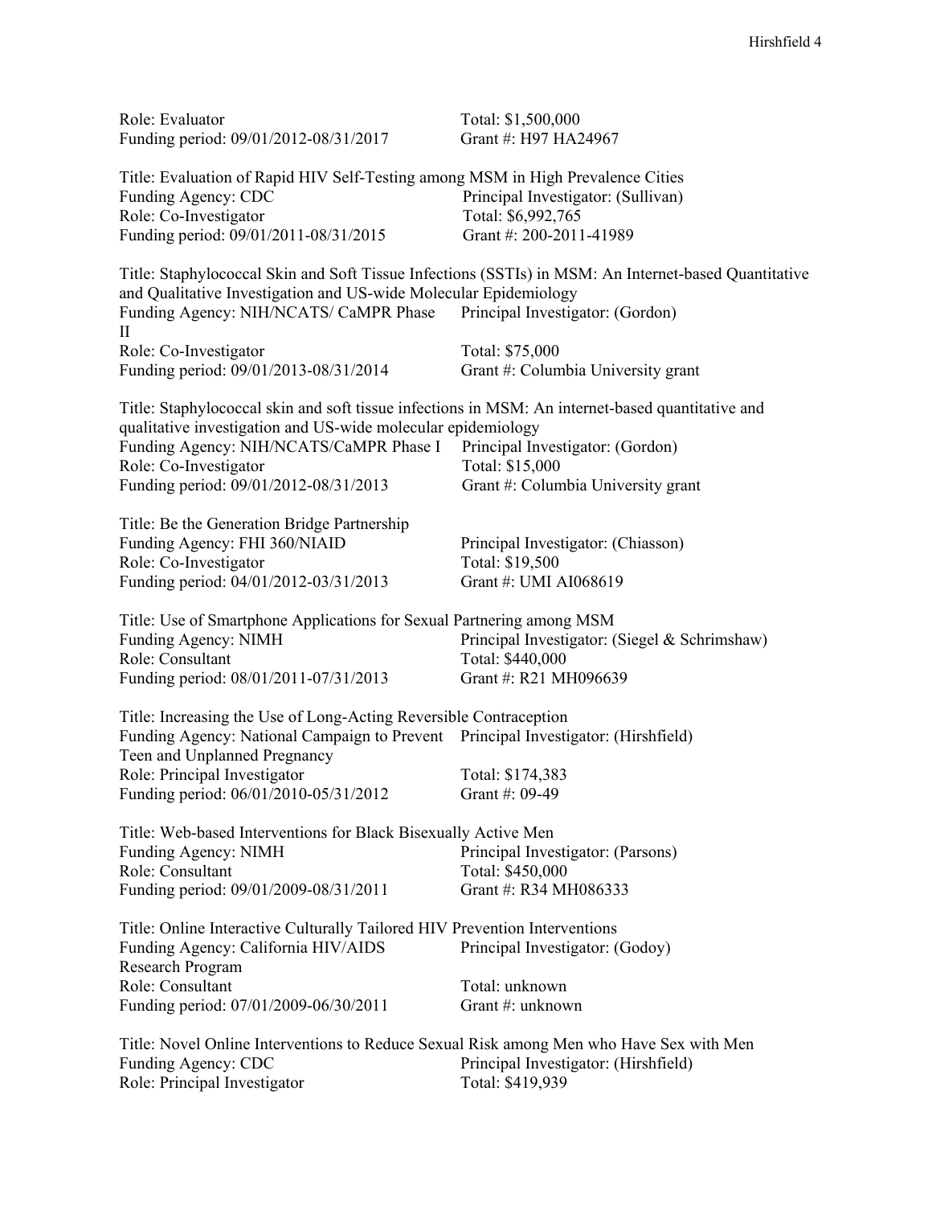Role: Evaluator
Total: $1,500,000
Funding period: 09/01/2012-08/31/2017
Grant #: H97 HA24967

Title: Evaluation of Rapid HIV Self-Testing among MSM in High Prevalence Cities
Funding Agency: CDC
Principal Investigator: (Sullivan)
Role: Co-Investigator
Total: $6,992,765
Funding period: 09/01/2011-08/31/2015
Grant #: 200-2011-41989

Title: Staphylococcal Skin and Soft Tissue Infections (SSTIs) in MSM: An Internet-based Quantitative and Qualitative Investigation and US-wide Molecular Epidemiology
Funding Agency: NIH/NCATS/ CaMPR Phase II
Principal Investigator: (Gordon)
Role: Co-Investigator
Total: $75,000
Funding period: 09/01/2013-08/31/2014
Grant #: Columbia University grant

Title: Staphylococcal skin and soft tissue infections in MSM: An internet-based quantitative and qualitative investigation and US-wide molecular epidemiology
Funding Agency: NIH/NCATS/CaMPR Phase I
Principal Investigator: (Gordon)
Role: Co-Investigator
Total: $15,000
Funding period: 09/01/2012-08/31/2013
Grant #: Columbia University grant

Title: Be the Generation Bridge Partnership
Funding Agency: FHI 360/NIAID
Principal Investigator: (Chiasson)
Role: Co-Investigator
Total: $19,500
Funding period: 04/01/2012-03/31/2013
Grant #: UMI AI068619

Title: Use of Smartphone Applications for Sexual Partnering among MSM
Funding Agency: NIMH
Principal Investigator: (Siegel & Schrimshaw)
Role: Consultant
Total: $440,000
Funding period: 08/01/2011-07/31/2013
Grant #: R21 MH096639

Title: Increasing the Use of Long-Acting Reversible Contraception
Funding Agency: National Campaign to Prevent Teen and Unplanned Pregnancy
Principal Investigator: (Hirshfield)
Role: Principal Investigator
Total: $174,383
Funding period: 06/01/2010-05/31/2012
Grant #: 09-49

Title: Web-based Interventions for Black Bisexually Active Men
Funding Agency: NIMH
Principal Investigator: (Parsons)
Role: Consultant
Total: $450,000
Funding period: 09/01/2009-08/31/2011
Grant #: R34 MH086333

Title: Online Interactive Culturally Tailored HIV Prevention Interventions
Funding Agency: California HIV/AIDS Research Program
Principal Investigator: (Godoy)
Role: Consultant
Total: unknown
Funding period: 07/01/2009-06/30/2011
Grant #: unknown

Title: Novel Online Interventions to Reduce Sexual Risk among Men who Have Sex with Men
Funding Agency: CDC
Principal Investigator: (Hirshfield)
Role: Principal Investigator
Total: $419,939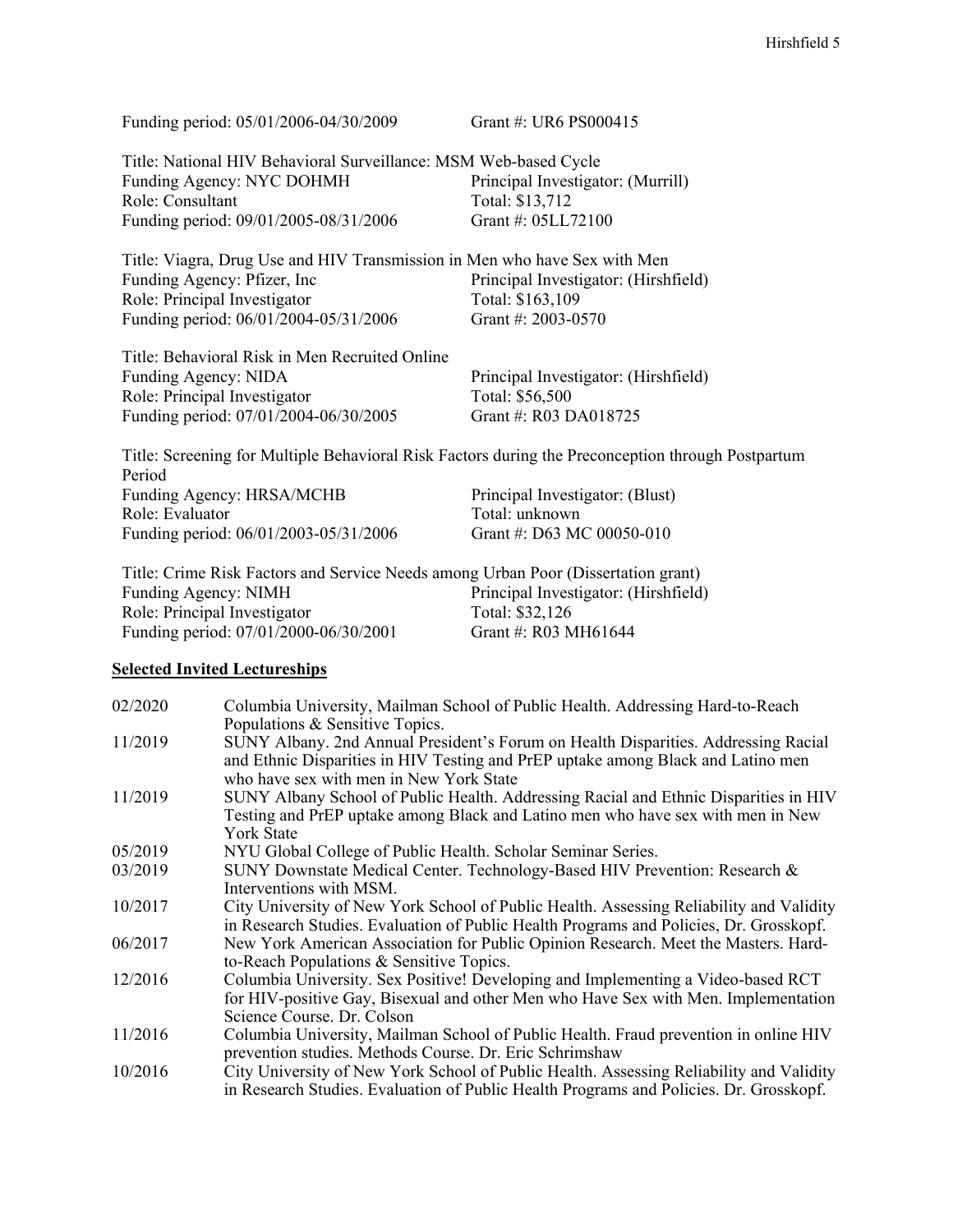Funding period: 05/01/2006-04/30/2009 Grant #: UR6 PS000415

Title: National HIV Behavioral Surveillance: MSM Web-based Cycle
Funding Agency: NYC DOHMH Principal Investigator: (Murrill)
Role: Consultant Total: $13,712
Funding period: 09/01/2005-08/31/2006 Grant #: 05LL72100

Title: Viagra, Drug Use and HIV Transmission in Men who have Sex with Men
Funding Agency: Pfizer, Inc Principal Investigator: (Hirshfield)
Role: Principal Investigator Total: $163,109
Funding period: 06/01/2004-05/31/2006 Grant #: 2003-0570

Title: Behavioral Risk in Men Recruited Online
Funding Agency: NIDA Principal Investigator: (Hirshfield)
Role: Principal Investigator Total: $56,500
Funding period: 07/01/2004-06/30/2005 Grant #: R03 DA018725

Title: Screening for Multiple Behavioral Risk Factors during the Preconception through Postpartum Period
Funding Agency: HRSA/MCHB Principal Investigator: (Blust)
Role: Evaluator Total: unknown
Funding period: 06/01/2003-05/31/2006 Grant #: D63 MC 00050-010

Title: Crime Risk Factors and Service Needs among Urban Poor (Dissertation grant)
Funding Agency: NIMH Principal Investigator: (Hirshfield)
Role: Principal Investigator Total: $32,126
Funding period: 07/01/2000-06/30/2001 Grant #: R03 MH61644

**Selected Invited Lectureships**

| | |
|---|---|
| 02/2020 | Columbia University, Mailman School of Public Health. Addressing Hard-to-Reach Populations & Sensitive Topics. |
| 11/2019 | SUNY Albany. 2nd Annual President's Forum on Health Disparities. Addressing Racial and Ethnic Disparities in HIV Testing and PrEP uptake among Black and Latino men who have sex with men in New York State |
| 11/2019 | SUNY Albany School of Public Health. Addressing Racial and Ethnic Disparities in HIV Testing and PrEP uptake among Black and Latino men who have sex with men in New York State |
| 05/2019 | NYU Global College of Public Health. Scholar Seminar Series. |
| 03/2019 | SUNY Downstate Medical Center. Technology-Based HIV Prevention: Research & Interventions with MSM. |
| 10/2017 | City University of New York School of Public Health. Assessing Reliability and Validity in Research Studies. Evaluation of Public Health Programs and Policies, Dr. Grosskopf. |
| 06/2017 | New York American Association for Public Opinion Research. Meet the Masters. Hard-to-Reach Populations & Sensitive Topics. |
| 12/2016 | Columbia University. Sex Positive! Developing and Implementing a Video-based RCT for HIV-positive Gay, Bisexual and other Men who Have Sex with Men. Implementation Science Course. Dr. Colson |
| 11/2016 | Columbia University, Mailman School of Public Health. Fraud prevention in online HIV prevention studies. Methods Course. Dr. Eric Schrimshaw |
| 10/2016 | City University of New York School of Public Health. Assessing Reliability and Validity in Research Studies. Evaluation of Public Health Programs and Policies. Dr. Grosskopf. |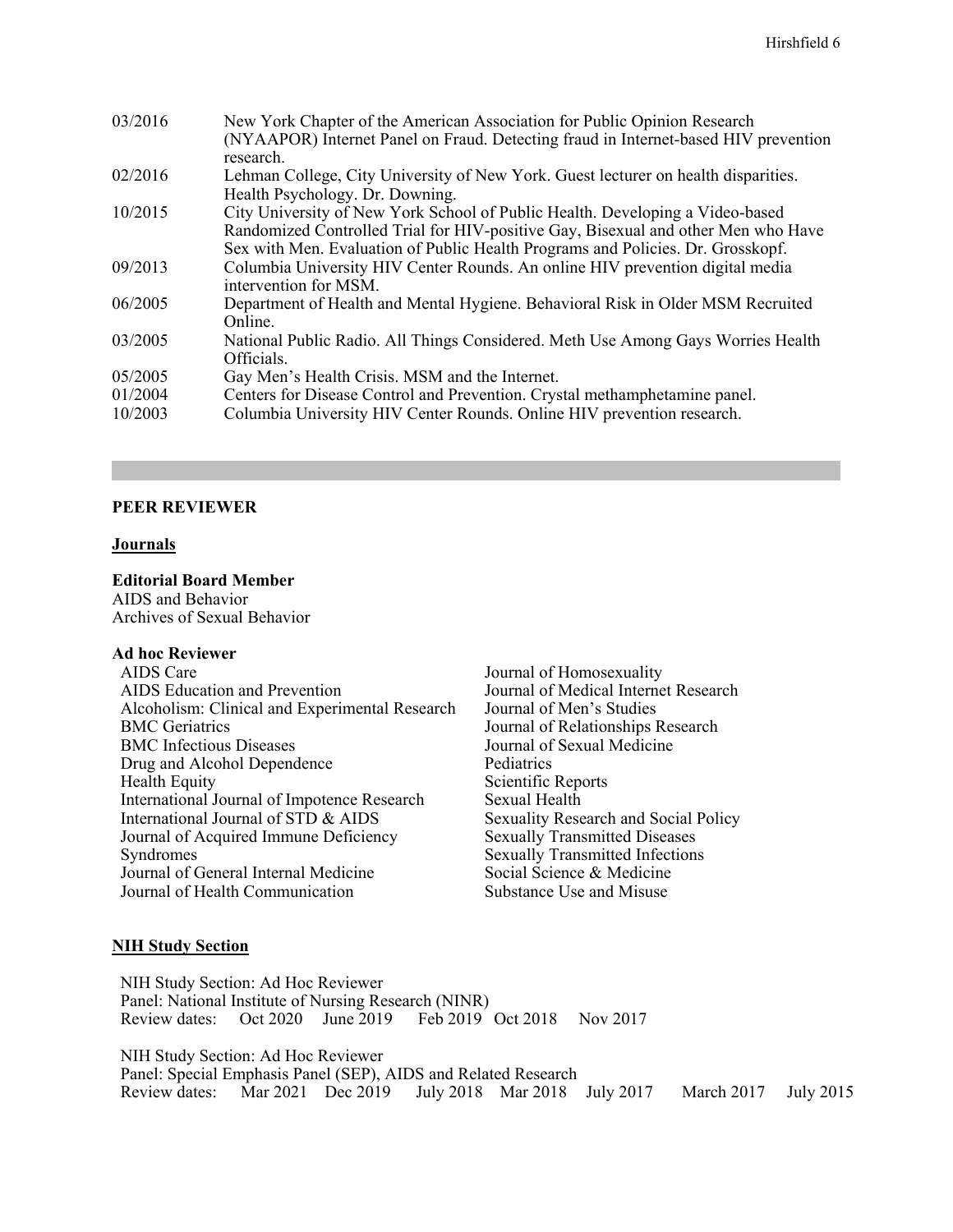| | |
|---|---|
| 03/2016 | New York Chapter of the American Association for Public Opinion Research (NYAAPOR) Internet Panel on Fraud. Detecting fraud in Internet-based HIV prevention research. |
| 02/2016 | Lehman College, City University of New York. Guest lecturer on health disparities. Health Psychology. Dr. Downing. |
| 10/2015 | City University of New York School of Public Health. Developing a Video-based Randomized Controlled Trial for HIV-positive Gay, Bisexual and other Men who Have Sex with Men. Evaluation of Public Health Programs and Policies. Dr. Grosskopf. |
| 09/2013 | Columbia University HIV Center Rounds. An online HIV prevention digital media intervention for MSM. |
| 06/2005 | Department of Health and Mental Hygiene. Behavioral Risk in Older MSM Recruited Online. |
| 03/2005 | National Public Radio. All Things Considered. Meth Use Among Gays Worries Health Officials. |
| 05/2005 | Gay Men's Health Crisis. MSM and the Internet. |
| 01/2004 | Centers for Disease Control and Prevention. Crystal methamphetamine panel. |
| 10/2003 | Columbia University HIV Center Rounds. Online HIV prevention research. |

## PEER REVIEWER

### Journals

**Editorial Board Member**

AIDS and Behavior
Archives of Sexual Behavior

**Ad hoc Reviewer**

- AIDS Care
- AIDS Education and Prevention
- Alcoholism: Clinical and Experimental Research
- BMC Geriatrics
- BMC Infectious Diseases
- Drug and Alcohol Dependence
- Health Equity
- International Journal of Impotence Research
- International Journal of STD & AIDS
- Journal of Acquired Immune Deficiency Syndromes
- Journal of General Internal Medicine
- Journal of Health Communication
- Journal of Homosexuality
- Journal of Medical Internet Research
- Journal of Men's Studies
- Journal of Relationships Research
- Journal of Sexual Medicine
- Pediatrics
- Scientific Reports
- Sexual Health
- Sexuality Research and Social Policy
- Sexually Transmitted Diseases
- Sexually Transmitted Infections
- Social Science & Medicine
- Substance Use and Misuse

### NIH Study Section

NIH Study Section: Ad Hoc Reviewer
Panel: National Institute of Nursing Research (NINR)
Review dates: Oct 2020 June 2019 Feb 2019 Oct 2018 Nov 2017

NIH Study Section: Ad Hoc Reviewer
Panel: Special Emphasis Panel (SEP), AIDS and Related Research
Review dates: Mar 2021 Dec 2019 July 2018 Mar 2018 July 2017 March 2017 July 2015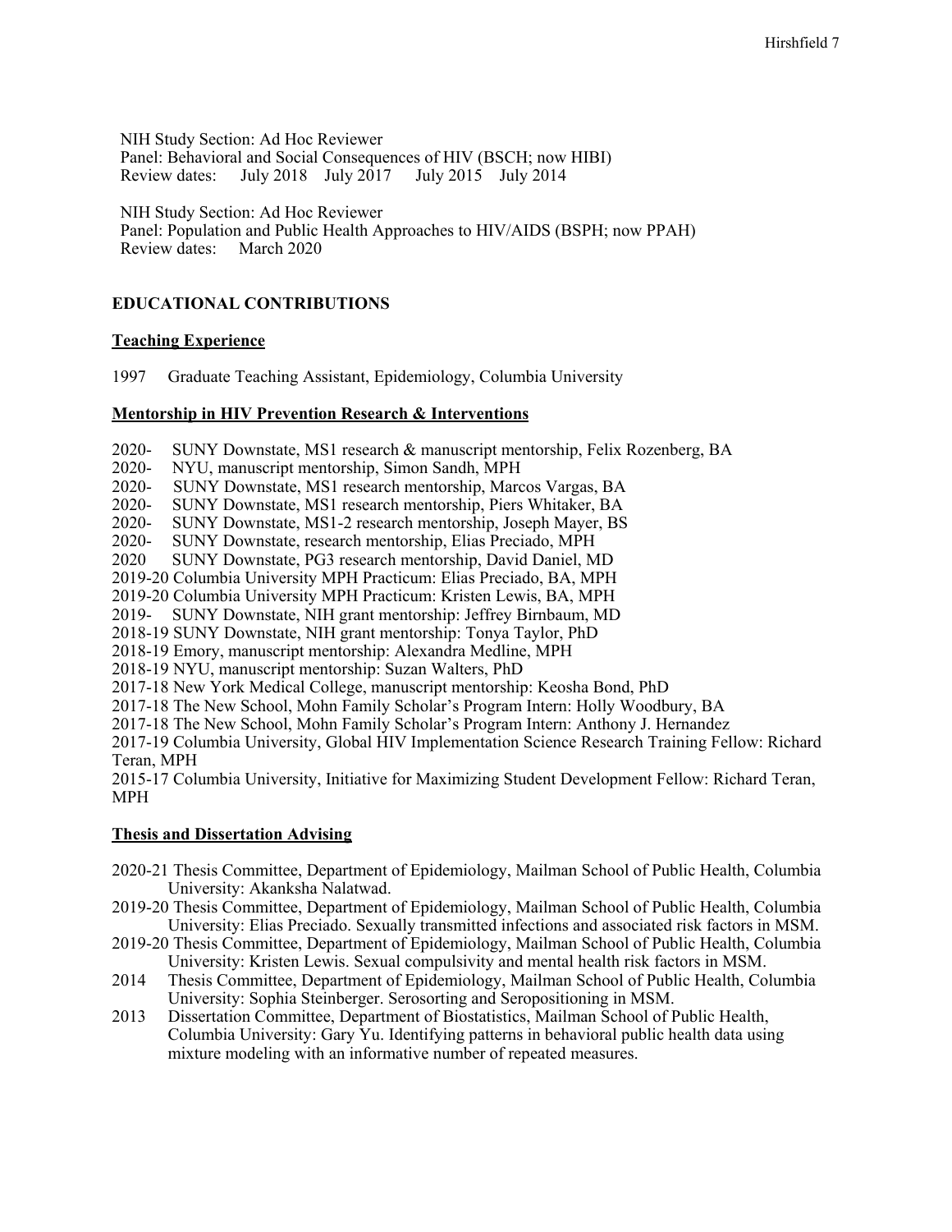NIH Study Section: Ad Hoc Reviewer
Panel: Behavioral and Social Consequences of HIV (BSCH; now HIBI)
Review dates: July 2018 July 2017 July 2015 July 2014

NIH Study Section: Ad Hoc Reviewer
Panel: Population and Public Health Approaches to HIV/AIDS (BSPH; now PPAH)
Review dates: March 2020

## EDUCATIONAL CONTRIBUTIONS

### Teaching Experience

1997 Graduate Teaching Assistant, Epidemiology, Columbia University

### Mentorship in HIV Prevention Research & Interventions

2020- SUNY Downstate, MS1 research & manuscript mentorship, Felix Rozenberg, BA
2020- NYU, manuscript mentorship, Simon Sandh, MPH
2020- SUNY Downstate, MS1 research mentorship, Marcos Vargas, BA
2020- SUNY Downstate, MS1 research mentorship, Piers Whitaker, BA
2020- SUNY Downstate, MS1-2 research mentorship, Joseph Mayer, BS
2020- SUNY Downstate, research mentorship, Elias Preciado, MPH
2020 SUNY Downstate, PG3 research mentorship, David Daniel, MD
2019-20 Columbia University MPH Practicum: Elias Preciado, BA, MPH
2019-20 Columbia University MPH Practicum: Kristen Lewis, BA, MPH
2019- SUNY Downstate, NIH grant mentorship: Jeffrey Birnbaum, MD
2018-19 SUNY Downstate, NIH grant mentorship: Tonya Taylor, PhD
2018-19 Emory, manuscript mentorship: Alexandra Medline, MPH
2018-19 NYU, manuscript mentorship: Suzan Walters, PhD
2017-18 New York Medical College, manuscript mentorship: Keosha Bond, PhD
2017-18 The New School, Mohn Family Scholar's Program Intern: Holly Woodbury, BA
2017-18 The New School, Mohn Family Scholar's Program Intern: Anthony J. Hernandez
2017-19 Columbia University, Global HIV Implementation Science Research Training Fellow: Richard Teran, MPH
2015-17 Columbia University, Initiative for Maximizing Student Development Fellow: Richard Teran, MPH

### Thesis and Dissertation Advising

2020-21 Thesis Committee, Department of Epidemiology, Mailman School of Public Health, Columbia University: Akanksha Nalatwad.
2019-20 Thesis Committee, Department of Epidemiology, Mailman School of Public Health, Columbia University: Elias Preciado. Sexually transmitted infections and associated risk factors in MSM.
2019-20 Thesis Committee, Department of Epidemiology, Mailman School of Public Health, Columbia University: Kristen Lewis. Sexual compulsivity and mental health risk factors in MSM.
2014 Thesis Committee, Department of Epidemiology, Mailman School of Public Health, Columbia University: Sophia Steinberger. Serosorting and Seropositioning in MSM.
2013 Dissertation Committee, Department of Biostatistics, Mailman School of Public Health, Columbia University: Gary Yu. Identifying patterns in behavioral public health data using mixture modeling with an informative number of repeated measures.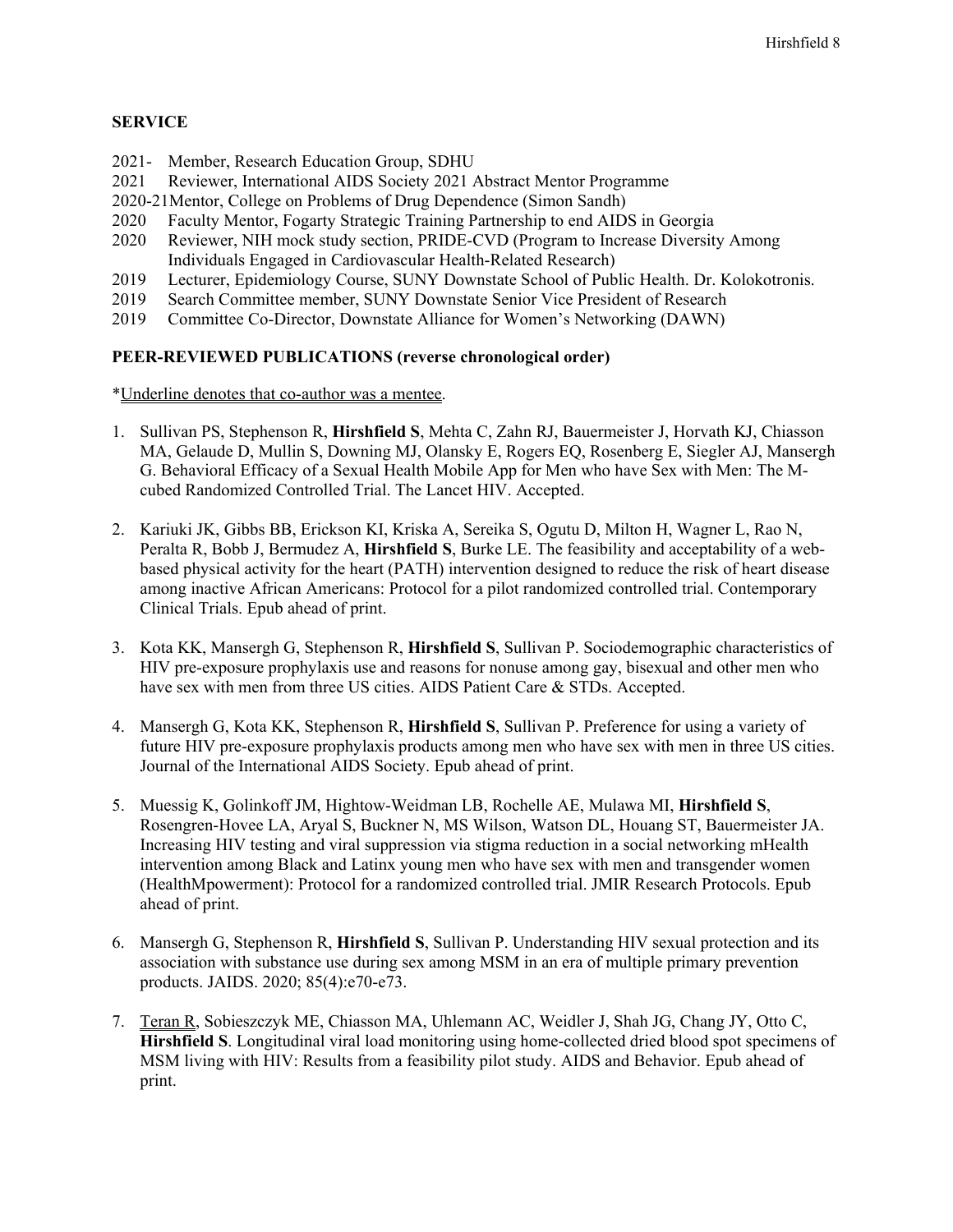**SERVICE**

2021- Member, Research Education Group, SDHU
2021 Reviewer, International AIDS Society 2021 Abstract Mentor Programme
2020-21 Mentor, College on Problems of Drug Dependence (Simon Sandh)
2020 Faculty Mentor, Fogarty Strategic Training Partnership to end AIDS in Georgia
2020 Reviewer, NIH mock study section, PRIDE-CVD (Program to Increase Diversity Among Individuals Engaged in Cardiovascular Health-Related Research)
2019 Lecturer, Epidemiology Course, SUNY Downstate School of Public Health. Dr. Kolokotronis.
2019 Search Committee member, SUNY Downstate Senior Vice President of Research
2019 Committee Co-Director, Downstate Alliance for Women's Networking (DAWN)

**PEER-REVIEWED PUBLICATIONS (reverse chronological order)**

*<u>Underline denotes that co-author was a mentee</u>.

1. Sullivan PS, Stephenson R, **Hirshfield S**, Mehta C, Zahn RJ, Bauermeister J, Horvath KJ, Chiasson MA, Gelaude D, Mullin S, Downing MJ, Olansky E, Rogers EQ, Rosenberg E, Siegler AJ, Mansergh G. Behavioral Efficacy of a Sexual Health Mobile App for Men who have Sex with Men: The M-cubed Randomized Controlled Trial. The Lancet HIV. Accepted.

2. Kariuki JK, Gibbs BB, Erickson KI, Kriska A, Sereika S, Ogutu D, Milton H, Wagner L, Rao N, Peralta R, Bobb J, Bermudez A, **Hirshfield S**, Burke LE. The feasibility and acceptability of a web-based physical activity for the heart (PATH) intervention designed to reduce the risk of heart disease among inactive African Americans: Protocol for a pilot randomized controlled trial. Contemporary Clinical Trials. Epub ahead of print.

3. Kota KK, Mansergh G, Stephenson R, **Hirshfield S**, Sullivan P. Sociodemographic characteristics of HIV pre-exposure prophylaxis use and reasons for nonuse among gay, bisexual and other men who have sex with men from three US cities. AIDS Patient Care & STDs. Accepted.

4. Mansergh G, Kota KK, Stephenson R, **Hirshfield S**, Sullivan P. Preference for using a variety of future HIV pre-exposure prophylaxis products among men who have sex with men in three US cities. Journal of the International AIDS Society. Epub ahead of print.

5. Muessig K, Golinkoff JM, Hightow-Weidman LB, Rochelle AE, Mulawa MI, **Hirshfield S**, Rosengren-Hovee LA, Aryal S, Buckner N, MS Wilson, Watson DL, Houang ST, Bauermeister JA. Increasing HIV testing and viral suppression via stigma reduction in a social networking mHealth intervention among Black and Latinx young men who have sex with men and transgender women (HealthMpowerment): Protocol for a randomized controlled trial. JMIR Research Protocols. Epub ahead of print.

6. Mansergh G, Stephenson R, **Hirshfield S**, Sullivan P. Understanding HIV sexual protection and its association with substance use during sex among MSM in an era of multiple primary prevention products. JAIDS. 2020; 85(4):e70-e73.

7. <u>Teran R</u>, Sobieszczyk ME, Chiasson MA, Uhlemann AC, Weidler J, Shah JG, Chang JY, Otto C, **Hirshfield S**. Longitudinal viral load monitoring using home-collected dried blood spot specimens of MSM living with HIV: Results from a feasibility pilot study. AIDS and Behavior. Epub ahead of print.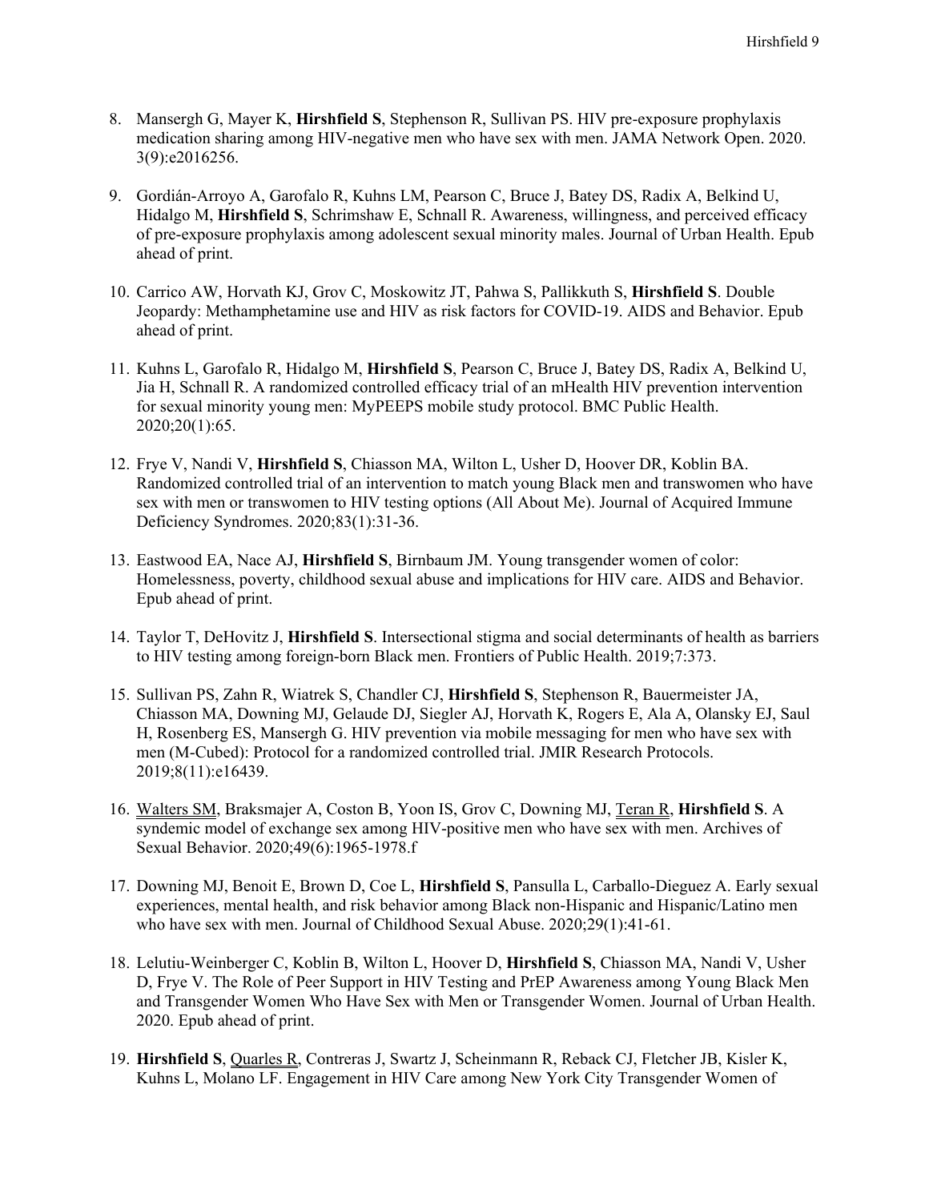8. Mansergh G, Mayer K, **Hirshfield S**, Stephenson R, Sullivan PS. HIV pre-exposure prophylaxis medication sharing among HIV-negative men who have sex with men. JAMA Network Open. 2020. 3(9):e2016256.

9. Gordián-Arroyo A, Garofalo R, Kuhns LM, Pearson C, Bruce J, Batey DS, Radix A, Belkind U, Hidalgo M, **Hirshfield S**, Schrimshaw E, Schnall R. Awareness, willingness, and perceived efficacy of pre-exposure prophylaxis among adolescent sexual minority males. Journal of Urban Health. Epub ahead of print.

10. Carrico AW, Horvath KJ, Grov C, Moskowitz JT, Pahwa S, Pallikkuth S, **Hirshfield S**. Double Jeopardy: Methamphetamine use and HIV as risk factors for COVID-19. AIDS and Behavior. Epub ahead of print.

11. Kuhns L, Garofalo R, Hidalgo M, **Hirshfield S**, Pearson C, Bruce J, Batey DS, Radix A, Belkind U, Jia H, Schnall R. A randomized controlled efficacy trial of an mHealth HIV prevention intervention for sexual minority young men: MyPEEPS mobile study protocol. BMC Public Health. 2020;20(1):65.

12. Frye V, Nandi V, **Hirshfield S**, Chiasson MA, Wilton L, Usher D, Hoover DR, Koblin BA. Randomized controlled trial of an intervention to match young Black men and transwomen who have sex with men or transwomen to HIV testing options (All About Me). Journal of Acquired Immune Deficiency Syndromes. 2020;83(1):31-36.

13. Eastwood EA, Nace AJ, **Hirshfield S**, Birnbaum JM. Young transgender women of color: Homelessness, poverty, childhood sexual abuse and implications for HIV care. AIDS and Behavior. Epub ahead of print.

14. Taylor T, DeHovitz J, **Hirshfield S**. Intersectional stigma and social determinants of health as barriers to HIV testing among foreign-born Black men. Frontiers of Public Health. 2019;7:373.

15. Sullivan PS, Zahn R, Wiatrek S, Chandler CJ, **Hirshfield S**, Stephenson R, Bauermeister JA, Chiasson MA, Downing MJ, Gelaude DJ, Siegler AJ, Horvath K, Rogers E, Ala A, Olansky EJ, Saul H, Rosenberg ES, Mansergh G. HIV prevention via mobile messaging for men who have sex with men (M-Cubed): Protocol for a randomized controlled trial. JMIR Research Protocols. 2019;8(11):e16439.

16. <u>Walters SM</u>, Braksmajer A, Coston B, Yoon IS, Grov C, Downing MJ, <u>Teran R</u>, **Hirshfield S**. A syndemic model of exchange sex among HIV-positive men who have sex with men. Archives of Sexual Behavior. 2020;49(6):1965-1978.f

17. Downing MJ, Benoit E, Brown D, Coe L, **Hirshfield S**, Pansulla L, Carballo-Dieguez A. Early sexual experiences, mental health, and risk behavior among Black non-Hispanic and Hispanic/Latino men who have sex with men. Journal of Childhood Sexual Abuse. 2020;29(1):41-61.

18. Lelutiu-Weinberger C, Koblin B, Wilton L, Hoover D, **Hirshfield S**, Chiasson MA, Nandi V, Usher D, Frye V. The Role of Peer Support in HIV Testing and PrEP Awareness among Young Black Men and Transgender Women Who Have Sex with Men or Transgender Women. Journal of Urban Health. 2020. Epub ahead of print.

19. **Hirshfield S**, <u>Quarles R</u>, Contreras J, Swartz J, Scheinmann R, Reback CJ, Fletcher JB, Kisler K, Kuhns L, Molano LF. Engagement in HIV Care among New York City Transgender Women of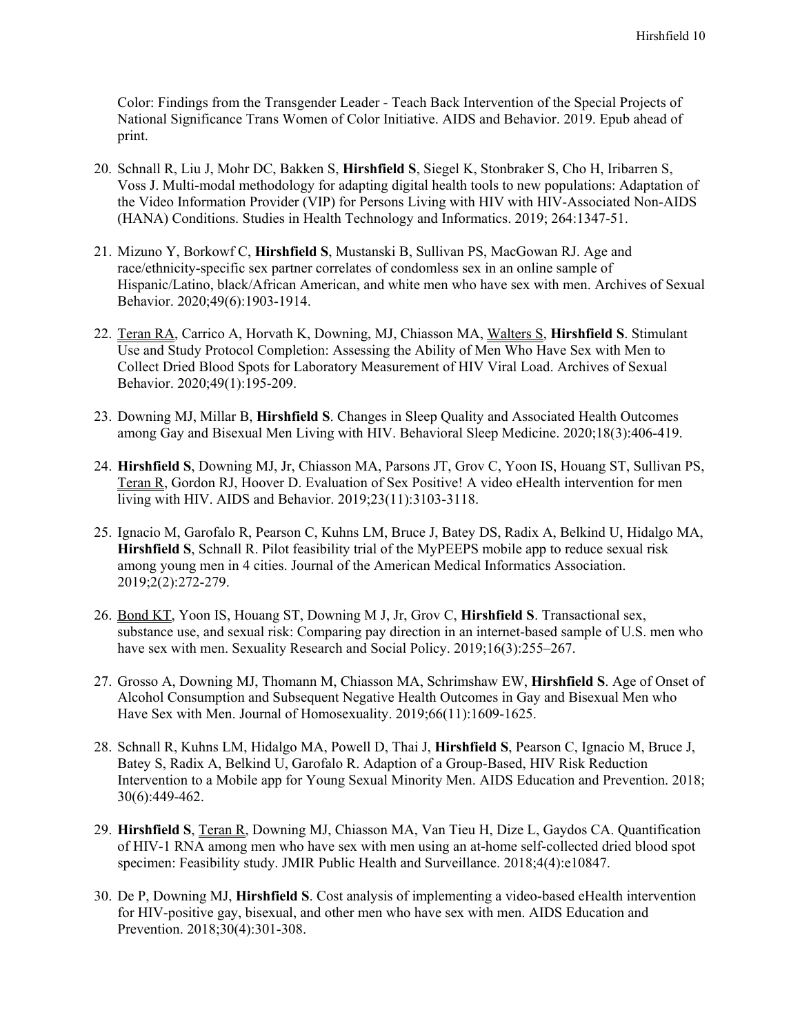Color: Findings from the Transgender Leader - Teach Back Intervention of the Special Projects of National Significance Trans Women of Color Initiative. AIDS and Behavior. 2019. Epub ahead of print.

20. Schnall R, Liu J, Mohr DC, Bakken S, **Hirshfield S**, Siegel K, Stonbraker S, Cho H, Iribarren S, Voss J. Multi-modal methodology for adapting digital health tools to new populations: Adaptation of the Video Information Provider (VIP) for Persons Living with HIV with HIV-Associated Non-AIDS (HANA) Conditions. Studies in Health Technology and Informatics. 2019; 264:1347-51.

21. Mizuno Y, Borkowf C, **Hirshfield S**, Mustanski B, Sullivan PS, MacGowan RJ. Age and race/ethnicity-specific sex partner correlates of condomless sex in an online sample of Hispanic/Latino, black/African American, and white men who have sex with men. Archives of Sexual Behavior. 2020;49(6):1903-1914.

22. Teran RA, Carrico A, Horvath K, Downing, MJ, Chiasson MA, Walters S, **Hirshfield S**. Stimulant Use and Study Protocol Completion: Assessing the Ability of Men Who Have Sex with Men to Collect Dried Blood Spots for Laboratory Measurement of HIV Viral Load. Archives of Sexual Behavior. 2020;49(1):195-209.

23. Downing MJ, Millar B, **Hirshfield S**. Changes in Sleep Quality and Associated Health Outcomes among Gay and Bisexual Men Living with HIV. Behavioral Sleep Medicine. 2020;18(3):406-419.

24. **Hirshfield S**, Downing MJ, Jr, Chiasson MA, Parsons JT, Grov C, Yoon IS, Houang ST, Sullivan PS, Teran R, Gordon RJ, Hoover D. Evaluation of Sex Positive! A video eHealth intervention for men living with HIV. AIDS and Behavior. 2019;23(11):3103-3118.

25. Ignacio M, Garofalo R, Pearson C, Kuhns LM, Bruce J, Batey DS, Radix A, Belkind U, Hidalgo MA, **Hirshfield S**, Schnall R. Pilot feasibility trial of the MyPEEPS mobile app to reduce sexual risk among young men in 4 cities. Journal of the American Medical Informatics Association. 2019;2(2):272-279.

26. Bond KT, Yoon IS, Houang ST, Downing M J, Jr, Grov C, **Hirshfield S**. Transactional sex, substance use, and sexual risk: Comparing pay direction in an internet-based sample of U.S. men who have sex with men. Sexuality Research and Social Policy. 2019;16(3):255–267.

27. Grosso A, Downing MJ, Thomann M, Chiasson MA, Schrimshaw EW, **Hirshfield S**. Age of Onset of Alcohol Consumption and Subsequent Negative Health Outcomes in Gay and Bisexual Men who Have Sex with Men. Journal of Homosexuality. 2019;66(11):1609-1625.

28. Schnall R, Kuhns LM, Hidalgo MA, Powell D, Thai J, **Hirshfield S**, Pearson C, Ignacio M, Bruce J, Batey S, Radix A, Belkind U, Garofalo R. Adaption of a Group-Based, HIV Risk Reduction Intervention to a Mobile app for Young Sexual Minority Men. AIDS Education and Prevention. 2018; 30(6):449-462.

29. **Hirshfield S**, Teran R, Downing MJ, Chiasson MA, Van Tieu H, Dize L, Gaydos CA. Quantification of HIV-1 RNA among men who have sex with men using an at-home self-collected dried blood spot specimen: Feasibility study. JMIR Public Health and Surveillance. 2018;4(4):e10847.

30. De P, Downing MJ, **Hirshfield S**. Cost analysis of implementing a video-based eHealth intervention for HIV-positive gay, bisexual, and other men who have sex with men. AIDS Education and Prevention. 2018;30(4):301-308.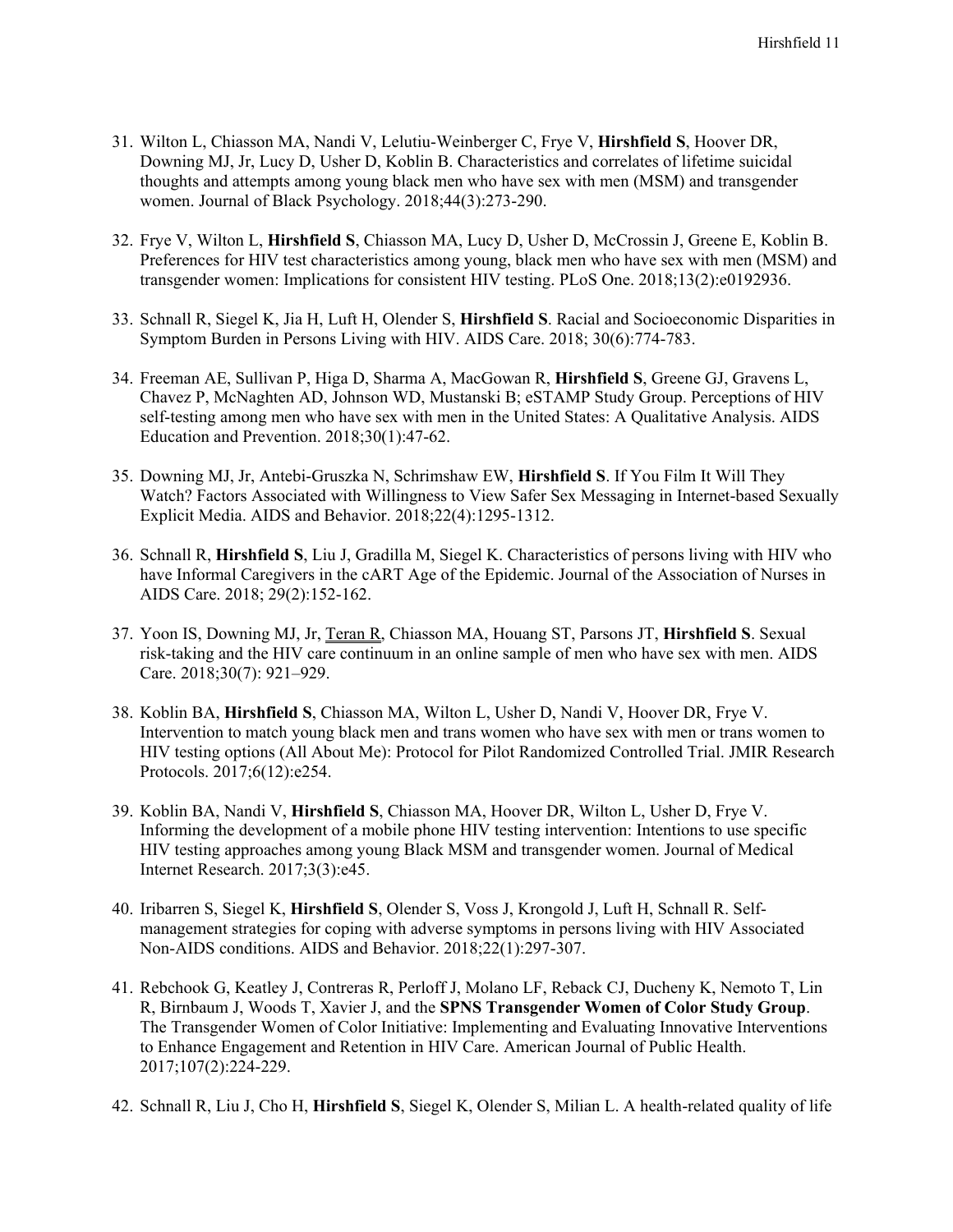31. Wilton L, Chiasson MA, Nandi V, Lelutiu-Weinberger C, Frye V, **Hirshfield S**, Hoover DR, Downing MJ, Jr, Lucy D, Usher D, Koblin B. Characteristics and correlates of lifetime suicidal thoughts and attempts among young black men who have sex with men (MSM) and transgender women. Journal of Black Psychology. 2018;44(3):273-290.

32. Frye V, Wilton L, **Hirshfield S**, Chiasson MA, Lucy D, Usher D, McCrossin J, Greene E, Koblin B. Preferences for HIV test characteristics among young, black men who have sex with men (MSM) and transgender women: Implications for consistent HIV testing. PLoS One. 2018;13(2):e0192936.

33. Schnall R, Siegel K, Jia H, Luft H, Olender S, **Hirshfield S**. Racial and Socioeconomic Disparities in Symptom Burden in Persons Living with HIV. AIDS Care. 2018; 30(6):774-783.

34. Freeman AE, Sullivan P, Higa D, Sharma A, MacGowan R, **Hirshfield S**, Greene GJ, Gravens L, Chavez P, McNaghten AD, Johnson WD, Mustanski B; eSTAMP Study Group. Perceptions of HIV self-testing among men who have sex with men in the United States: A Qualitative Analysis. AIDS Education and Prevention. 2018;30(1):47-62.

35. Downing MJ, Jr, Antebi-Gruszka N, Schrimshaw EW, **Hirshfield S**. If You Film It Will They Watch? Factors Associated with Willingness to View Safer Sex Messaging in Internet-based Sexually Explicit Media. AIDS and Behavior. 2018;22(4):1295-1312.

36. Schnall R, **Hirshfield S**, Liu J, Gradilla M, Siegel K. Characteristics of persons living with HIV who have Informal Caregivers in the cART Age of the Epidemic. Journal of the Association of Nurses in AIDS Care. 2018; 29(2):152-162.

37. Yoon IS, Downing MJ, Jr, <u>Teran R</u>, Chiasson MA, Houang ST, Parsons JT, **Hirshfield S**. Sexual risk-taking and the HIV care continuum in an online sample of men who have sex with men. AIDS Care. 2018;30(7): 921–929.

38. Koblin BA, **Hirshfield S**, Chiasson MA, Wilton L, Usher D, Nandi V, Hoover DR, Frye V. Intervention to match young black men and trans women who have sex with men or trans women to HIV testing options (All About Me): Protocol for Pilot Randomized Controlled Trial. JMIR Research Protocols. 2017;6(12):e254.

39. Koblin BA, Nandi V, **Hirshfield S**, Chiasson MA, Hoover DR, Wilton L, Usher D, Frye V. Informing the development of a mobile phone HIV testing intervention: Intentions to use specific HIV testing approaches among young Black MSM and transgender women. Journal of Medical Internet Research. 2017;3(3):e45.

40. Iribarren S, Siegel K, **Hirshfield S**, Olender S, Voss J, Krongold J, Luft H, Schnall R. Self-management strategies for coping with adverse symptoms in persons living with HIV Associated Non-AIDS conditions. AIDS and Behavior. 2018;22(1):297-307.

41. Rebchook G, Keatley J, Contreras R, Perloff J, Molano LF, Reback CJ, Ducheny K, Nemoto T, Lin R, Birnbaum J, Woods T, Xavier J, and the **SPNS Transgender Women of Color Study Group**. The Transgender Women of Color Initiative: Implementing and Evaluating Innovative Interventions to Enhance Engagement and Retention in HIV Care. American Journal of Public Health. 2017;107(2):224-229.

42. Schnall R, Liu J, Cho H, **Hirshfield S**, Siegel K, Olender S, Milian L. A health-related quality of life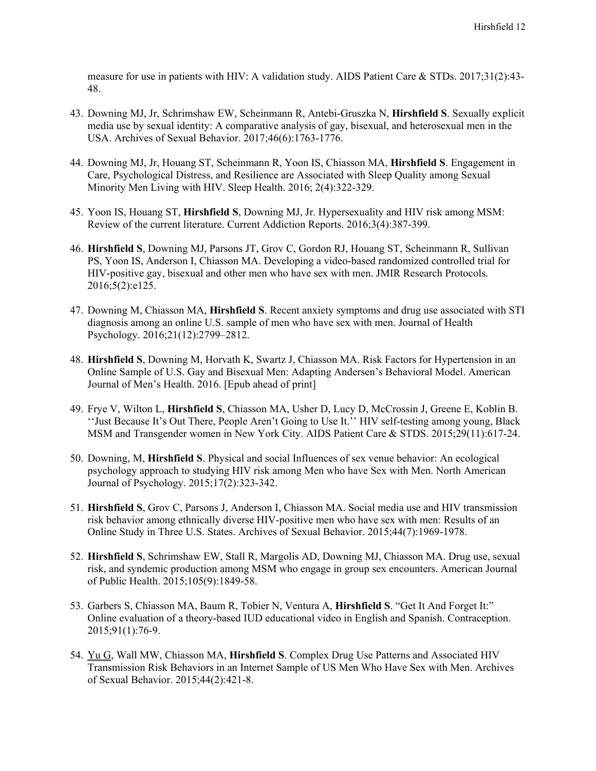measure for use in patients with HIV: A validation study. AIDS Patient Care & STDs. 2017;31(2):43-48.

43. Downing MJ, Jr, Schrimshaw EW, Scheinmann R, Antebi-Gruszka N, **Hirshfield S**. Sexually explicit media use by sexual identity: A comparative analysis of gay, bisexual, and heterosexual men in the USA. Archives of Sexual Behavior. 2017;46(6):1763-1776.

44. Downing MJ, Jr, Houang ST, Scheinmann R, Yoon IS, Chiasson MA, **Hirshfield S**. Engagement in Care, Psychological Distress, and Resilience are Associated with Sleep Quality among Sexual Minority Men Living with HIV. Sleep Health. 2016; 2(4):322-329.

45. Yoon IS, Houang ST, **Hirshfield S**, Downing MJ, Jr. Hypersexuality and HIV risk among MSM: Review of the current literature. Current Addiction Reports. 2016;3(4):387-399.

46. **Hirshfield S**, Downing MJ, Parsons JT, Grov C, Gordon RJ, Houang ST, Scheinmann R, Sullivan PS, Yoon IS, Anderson I, Chiasson MA. Developing a video-based randomized controlled trial for HIV-positive gay, bisexual and other men who have sex with men. JMIR Research Protocols. 2016;5(2):e125.

47. Downing M, Chiasson MA, **Hirshfield S**. Recent anxiety symptoms and drug use associated with STI diagnosis among an online U.S. sample of men who have sex with men. Journal of Health Psychology. 2016;21(12):2799–2812.

48. **Hirshfield S**, Downing M, Horvath K, Swartz J, Chiasson MA. Risk Factors for Hypertension in an Online Sample of U.S. Gay and Bisexual Men: Adapting Andersen's Behavioral Model. American Journal of Men's Health. 2016. [Epub ahead of print]

49. Frye V, Wilton L, **Hirshfield S**, Chiasson MA, Usher D, Lucy D, McCrossin J, Greene E, Koblin B. ''Just Because It's Out There, People Aren't Going to Use It.'' HIV self-testing among young, Black MSM and Transgender women in New York City. AIDS Patient Care & STDS. 2015;29(11):617-24.

50. Downing, M, **Hirshfield S**. Physical and social Influences of sex venue behavior: An ecological psychology approach to studying HIV risk among Men who have Sex with Men. North American Journal of Psychology. 2015;17(2):323-342.

51. **Hirshfield S**, Grov C, Parsons J, Anderson I, Chiasson MA. Social media use and HIV transmission risk behavior among ethnically diverse HIV-positive men who have sex with men: Results of an Online Study in Three U.S. States. Archives of Sexual Behavior. 2015;44(7):1969-1978.

52. **Hirshfield S**, Schrimshaw EW, Stall R, Margolis AD, Downing MJ, Chiasson MA. Drug use, sexual risk, and syndemic production among MSM who engage in group sex encounters. American Journal of Public Health. 2015;105(9):1849-58.

53. Garbers S, Chiasson MA, Baum R, Tobier N, Ventura A, **Hirshfield S**. "Get It And Forget It:" Online evaluation of a theory-based IUD educational video in English and Spanish. Contraception. 2015;91(1):76-9.

54. Yu G, Wall MW, Chiasson MA, **Hirshfield S**. Complex Drug Use Patterns and Associated HIV Transmission Risk Behaviors in an Internet Sample of US Men Who Have Sex with Men. Archives of Sexual Behavior. 2015;44(2):421-8.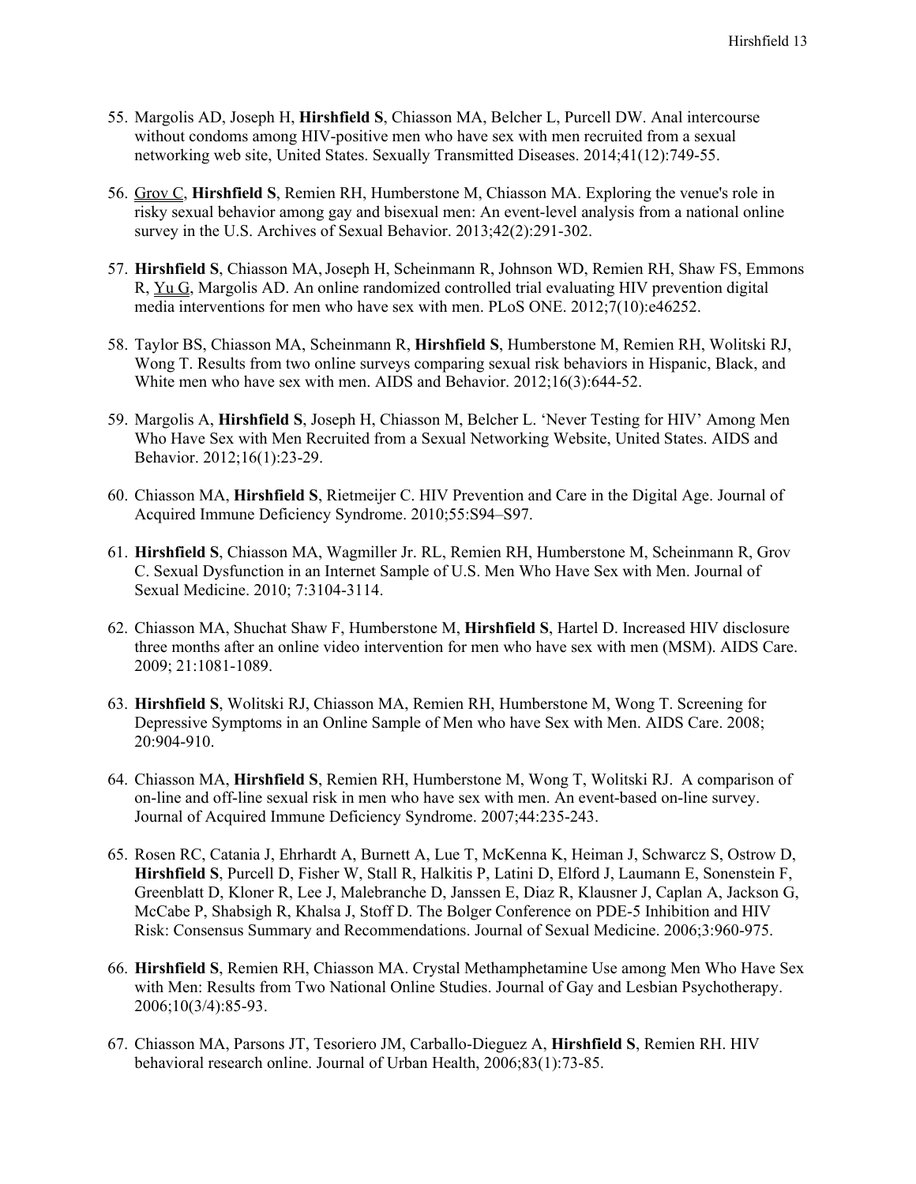55. Margolis AD, Joseph H, **Hirshfield S**, Chiasson MA, Belcher L, Purcell DW. Anal intercourse without condoms among HIV-positive men who have sex with men recruited from a sexual networking web site, United States. Sexually Transmitted Diseases. 2014;41(12):749-55.

56. Grov C, **Hirshfield S**, Remien RH, Humberstone M, Chiasson MA. Exploring the venue's role in risky sexual behavior among gay and bisexual men: An event-level analysis from a national online survey in the U.S. Archives of Sexual Behavior. 2013;42(2):291-302.

57. **Hirshfield S**, Chiasson MA, Joseph H, Scheinmann R, Johnson WD, Remien RH, Shaw FS, Emmons R, Yu G, Margolis AD. An online randomized controlled trial evaluating HIV prevention digital media interventions for men who have sex with men. PLoS ONE. 2012;7(10):e46252.

58. Taylor BS, Chiasson MA, Scheinmann R, **Hirshfield S**, Humberstone M, Remien RH, Wolitski RJ, Wong T. Results from two online surveys comparing sexual risk behaviors in Hispanic, Black, and White men who have sex with men. AIDS and Behavior. 2012;16(3):644-52.

59. Margolis A, **Hirshfield S**, Joseph H, Chiasson M, Belcher L. 'Never Testing for HIV' Among Men Who Have Sex with Men Recruited from a Sexual Networking Website, United States. AIDS and Behavior. 2012;16(1):23-29.

60. Chiasson MA, **Hirshfield S**, Rietmeijer C. HIV Prevention and Care in the Digital Age. Journal of Acquired Immune Deficiency Syndrome. 2010;55:S94–S97.

61. **Hirshfield S**, Chiasson MA, Wagmiller Jr. RL, Remien RH, Humberstone M, Scheinmann R, Grov C. Sexual Dysfunction in an Internet Sample of U.S. Men Who Have Sex with Men. Journal of Sexual Medicine. 2010; 7:3104-3114.

62. Chiasson MA, Shuchat Shaw F, Humberstone M, **Hirshfield S**, Hartel D. Increased HIV disclosure three months after an online video intervention for men who have sex with men (MSM). AIDS Care. 2009; 21:1081-1089.

63. **Hirshfield S**, Wolitski RJ, Chiasson MA, Remien RH, Humberstone M, Wong T. Screening for Depressive Symptoms in an Online Sample of Men who have Sex with Men. AIDS Care. 2008; 20:904-910.

64. Chiasson MA, **Hirshfield S**, Remien RH, Humberstone M, Wong T, Wolitski RJ. A comparison of on-line and off-line sexual risk in men who have sex with men. An event-based on-line survey. Journal of Acquired Immune Deficiency Syndrome. 2007;44:235-243.

65. Rosen RC, Catania J, Ehrhardt A, Burnett A, Lue T, McKenna K, Heiman J, Schwarcz S, Ostrow D, **Hirshfield S**, Purcell D, Fisher W, Stall R, Halkitis P, Latini D, Elford J, Laumann E, Sonenstein F, Greenblatt D, Kloner R, Lee J, Malebranche D, Janssen E, Diaz R, Klausner J, Caplan A, Jackson G, McCabe P, Shabsigh R, Khalsa J, Stoff D. The Bolger Conference on PDE-5 Inhibition and HIV Risk: Consensus Summary and Recommendations. Journal of Sexual Medicine. 2006;3:960-975.

66. **Hirshfield S**, Remien RH, Chiasson MA. Crystal Methamphetamine Use among Men Who Have Sex with Men: Results from Two National Online Studies. Journal of Gay and Lesbian Psychotherapy. 2006;10(3/4):85-93.

67. Chiasson MA, Parsons JT, Tesoriero JM, Carballo-Dieguez A, **Hirshfield S**, Remien RH. HIV behavioral research online. Journal of Urban Health, 2006;83(1):73-85.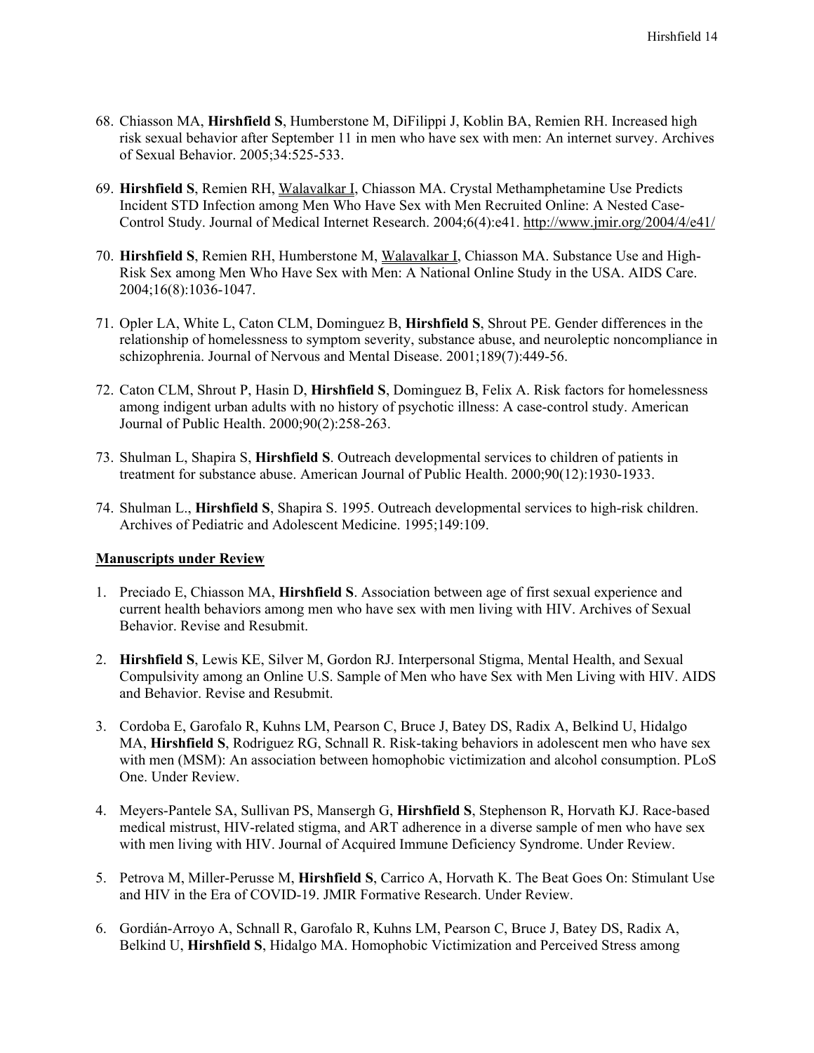68. Chiasson MA, **Hirshfield S**, Humberstone M, DiFilippi J, Koblin BA, Remien RH. Increased high risk sexual behavior after September 11 in men who have sex with men: An internet survey. Archives of Sexual Behavior. 2005;34:525-533.

69. **Hirshfield S**, Remien RH, Walavalkar I, Chiasson MA. Crystal Methamphetamine Use Predicts Incident STD Infection among Men Who Have Sex with Men Recruited Online: A Nested Case-Control Study. Journal of Medical Internet Research. 2004;6(4):e41. http://www.jmir.org/2004/4/e41/

70. **Hirshfield S**, Remien RH, Humberstone M, Walavalkar I, Chiasson MA. Substance Use and High-Risk Sex among Men Who Have Sex with Men: A National Online Study in the USA. AIDS Care. 2004;16(8):1036-1047.

71. Opler LA, White L, Caton CLM, Dominguez B, **Hirshfield S**, Shrout PE. Gender differences in the relationship of homelessness to symptom severity, substance abuse, and neuroleptic noncompliance in schizophrenia. Journal of Nervous and Mental Disease. 2001;189(7):449-56.

72. Caton CLM, Shrout P, Hasin D, **Hirshfield S**, Dominguez B, Felix A. Risk factors for homelessness among indigent urban adults with no history of psychotic illness: A case-control study. American Journal of Public Health. 2000;90(2):258-263.

73. Shulman L, Shapira S, **Hirshfield S**. Outreach developmental services to children of patients in treatment for substance abuse. American Journal of Public Health. 2000;90(12):1930-1933.

74. Shulman L., **Hirshfield S**, Shapira S. 1995. Outreach developmental services to high-risk children. Archives of Pediatric and Adolescent Medicine. 1995;149:109.

## Manuscripts under Review

1. Preciado E, Chiasson MA, **Hirshfield S**. Association between age of first sexual experience and current health behaviors among men who have sex with men living with HIV. Archives of Sexual Behavior. Revise and Resubmit.

2. **Hirshfield S**, Lewis KE, Silver M, Gordon RJ. Interpersonal Stigma, Mental Health, and Sexual Compulsivity among an Online U.S. Sample of Men who have Sex with Men Living with HIV. AIDS and Behavior. Revise and Resubmit.

3. Cordoba E, Garofalo R, Kuhns LM, Pearson C, Bruce J, Batey DS, Radix A, Belkind U, Hidalgo MA, **Hirshfield S**, Rodriguez RG, Schnall R. Risk-taking behaviors in adolescent men who have sex with men (MSM): An association between homophobic victimization and alcohol consumption. PLoS One. Under Review.

4. Meyers-Pantele SA, Sullivan PS, Mansergh G, **Hirshfield S**, Stephenson R, Horvath KJ. Race-based medical mistrust, HIV-related stigma, and ART adherence in a diverse sample of men who have sex with men living with HIV. Journal of Acquired Immune Deficiency Syndrome. Under Review.

5. Petrova M, Miller-Perusse M, **Hirshfield S**, Carrico A, Horvath K. The Beat Goes On: Stimulant Use and HIV in the Era of COVID-19. JMIR Formative Research. Under Review.

6. Gordián-Arroyo A, Schnall R, Garofalo R, Kuhns LM, Pearson C, Bruce J, Batey DS, Radix A, Belkind U, **Hirshfield S**, Hidalgo MA. Homophobic Victimization and Perceived Stress among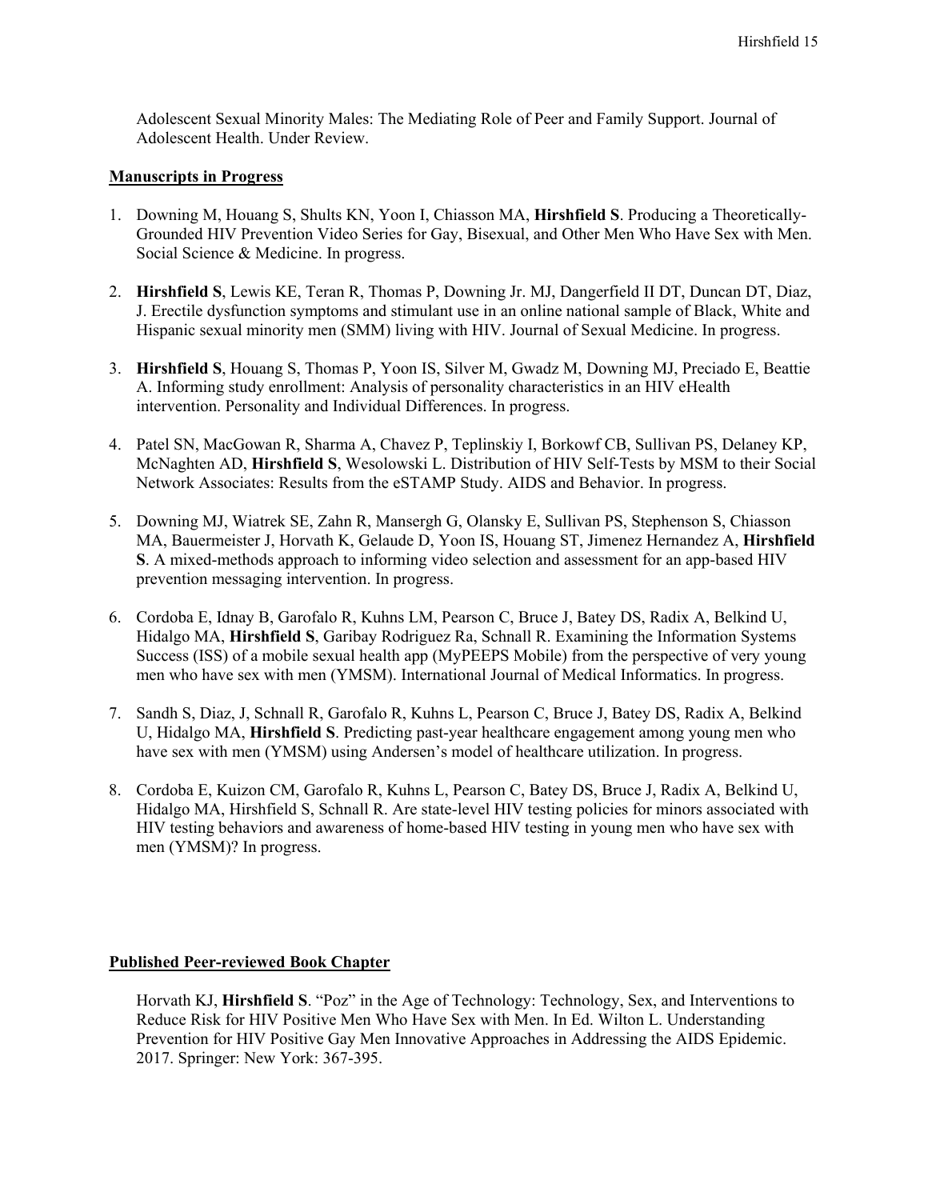Adolescent Sexual Minority Males: The Mediating Role of Peer and Family Support. Journal of Adolescent Health. Under Review.

**Manuscripts in Progress**

1. Downing M, Houang S, Shults KN, Yoon I, Chiasson MA, **Hirshfield S**. Producing a Theoretically-Grounded HIV Prevention Video Series for Gay, Bisexual, and Other Men Who Have Sex with Men. Social Science & Medicine. In progress.

2. **Hirshfield S**, Lewis KE, Teran R, Thomas P, Downing Jr. MJ, Dangerfield II DT, Duncan DT, Diaz, J. Erectile dysfunction symptoms and stimulant use in an online national sample of Black, White and Hispanic sexual minority men (SMM) living with HIV. Journal of Sexual Medicine. In progress.

3. **Hirshfield S**, Houang S, Thomas P, Yoon IS, Silver M, Gwadz M, Downing MJ, Preciado E, Beattie A. Informing study enrollment: Analysis of personality characteristics in an HIV eHealth intervention. Personality and Individual Differences. In progress.

4. Patel SN, MacGowan R, Sharma A, Chavez P, Teplinskiy I, Borkowf CB, Sullivan PS, Delaney KP, McNaghten AD, **Hirshfield S**, Wesolowski L. Distribution of HIV Self-Tests by MSM to their Social Network Associates: Results from the eSTAMP Study. AIDS and Behavior. In progress.

5. Downing MJ, Wiatrek SE, Zahn R, Mansergh G, Olansky E, Sullivan PS, Stephenson S, Chiasson MA, Bauermeister J, Horvath K, Gelaude D, Yoon IS, Houang ST, Jimenez Hernandez A, **Hirshfield S**. A mixed-methods approach to informing video selection and assessment for an app-based HIV prevention messaging intervention. In progress.

6. Cordoba E, Idnay B, Garofalo R, Kuhns LM, Pearson C, Bruce J, Batey DS, Radix A, Belkind U, Hidalgo MA, **Hirshfield S**, Garibay Rodriguez Ra, Schnall R. Examining the Information Systems Success (ISS) of a mobile sexual health app (MyPEEPS Mobile) from the perspective of very young men who have sex with men (YMSM). International Journal of Medical Informatics. In progress.

7. Sandh S, Diaz, J, Schnall R, Garofalo R, Kuhns L, Pearson C, Bruce J, Batey DS, Radix A, Belkind U, Hidalgo MA, **Hirshfield S**. Predicting past-year healthcare engagement among young men who have sex with men (YMSM) using Andersen's model of healthcare utilization. In progress.

8. Cordoba E, Kuizon CM, Garofalo R, Kuhns L, Pearson C, Batey DS, Bruce J, Radix A, Belkind U, Hidalgo MA, Hirshfield S, Schnall R. Are state-level HIV testing policies for minors associated with HIV testing behaviors and awareness of home-based HIV testing in young men who have sex with men (YMSM)? In progress.

**Published Peer-reviewed Book Chapter**

Horvath KJ, **Hirshfield S**. "Poz" in the Age of Technology: Technology, Sex, and Interventions to Reduce Risk for HIV Positive Men Who Have Sex with Men. In Ed. Wilton L. Understanding Prevention for HIV Positive Gay Men Innovative Approaches in Addressing the AIDS Epidemic. 2017. Springer: New York: 367-395.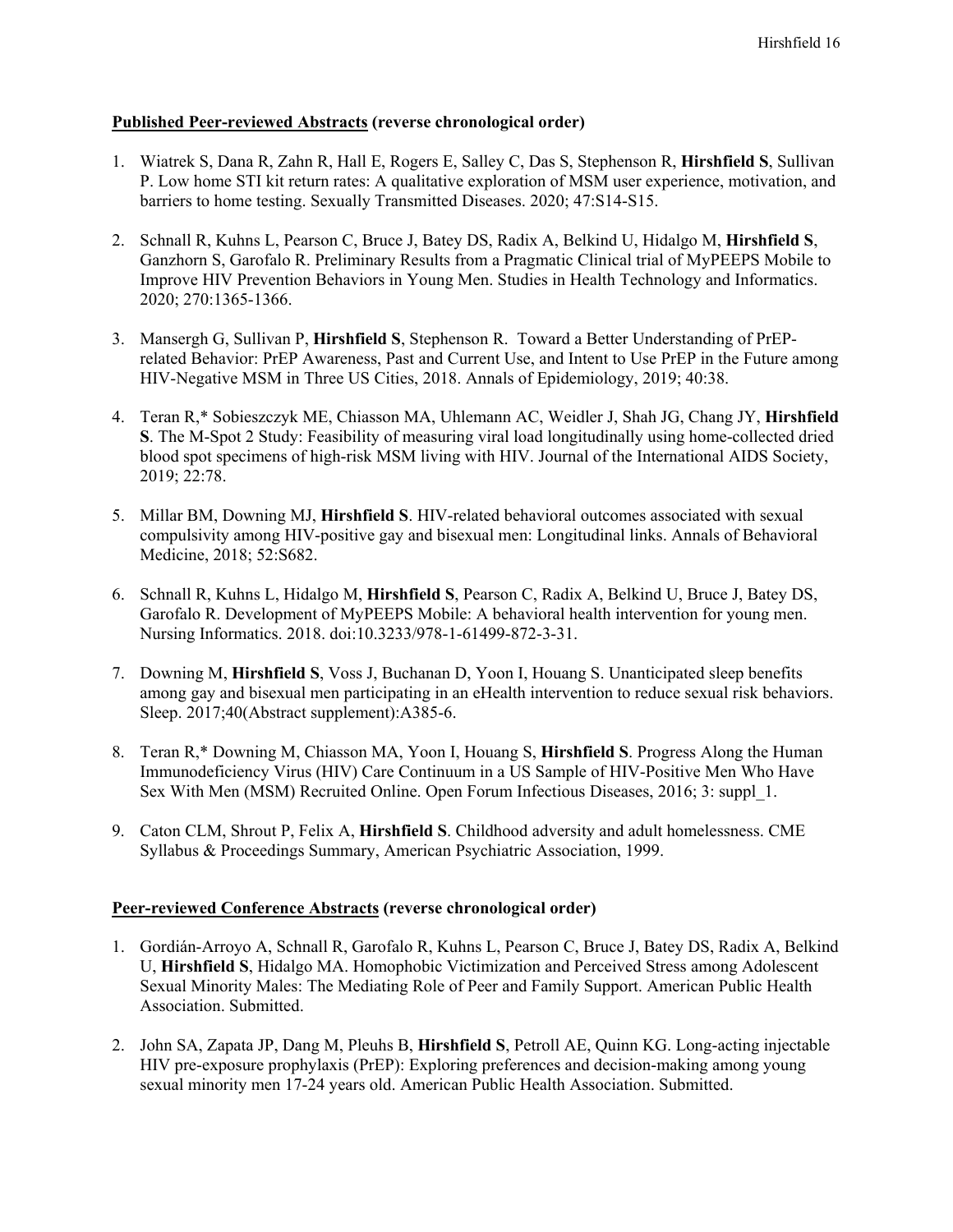**<u>Published Peer-reviewed Abstracts</u> (reverse chronological order)**

1. Wiatrek S, Dana R, Zahn R, Hall E, Rogers E, Salley C, Das S, Stephenson R, **Hirshfield S**, Sullivan P. Low home STI kit return rates: A qualitative exploration of MSM user experience, motivation, and barriers to home testing. Sexually Transmitted Diseases. 2020; 47:S14-S15.

2. Schnall R, Kuhns L, Pearson C, Bruce J, Batey DS, Radix A, Belkind U, Hidalgo M, **Hirshfield S**, Ganzhorn S, Garofalo R. Preliminary Results from a Pragmatic Clinical trial of MyPEEPS Mobile to Improve HIV Prevention Behaviors in Young Men. Studies in Health Technology and Informatics. 2020; 270:1365-1366.

3. Mansergh G, Sullivan P, **Hirshfield S**, Stephenson R. Toward a Better Understanding of PrEP-related Behavior: PrEP Awareness, Past and Current Use, and Intent to Use PrEP in the Future among HIV-Negative MSM in Three US Cities, 2018. Annals of Epidemiology, 2019; 40:38.

4. Teran R,* Sobieszczyk ME, Chiasson MA, Uhlemann AC, Weidler J, Shah JG, Chang JY, **Hirshfield S**. The M-Spot 2 Study: Feasibility of measuring viral load longitudinally using home-collected dried blood spot specimens of high-risk MSM living with HIV. Journal of the International AIDS Society, 2019; 22:78.

5. Millar BM, Downing MJ, **Hirshfield S**. HIV-related behavioral outcomes associated with sexual compulsivity among HIV-positive gay and bisexual men: Longitudinal links. Annals of Behavioral Medicine, 2018; 52:S682.

6. Schnall R, Kuhns L, Hidalgo M, **Hirshfield S**, Pearson C, Radix A, Belkind U, Bruce J, Batey DS, Garofalo R. Development of MyPEEPS Mobile: A behavioral health intervention for young men. Nursing Informatics. 2018. doi:10.3233/978-1-61499-872-3-31.

7. Downing M, **Hirshfield S**, Voss J, Buchanan D, Yoon I, Houang S. Unanticipated sleep benefits among gay and bisexual men participating in an eHealth intervention to reduce sexual risk behaviors. Sleep. 2017;40(Abstract supplement):A385-6.

8. Teran R,* Downing M, Chiasson MA, Yoon I, Houang S, **Hirshfield S**. Progress Along the Human Immunodeficiency Virus (HIV) Care Continuum in a US Sample of HIV-Positive Men Who Have Sex With Men (MSM) Recruited Online. Open Forum Infectious Diseases, 2016; 3: suppl_1.

9. Caton CLM, Shrout P, Felix A, **Hirshfield S**. Childhood adversity and adult homelessness. CME Syllabus & Proceedings Summary, American Psychiatric Association, 1999.

**<u>Peer-reviewed Conference Abstracts</u> (reverse chronological order)**

1. Gordián-Arroyo A, Schnall R, Garofalo R, Kuhns L, Pearson C, Bruce J, Batey DS, Radix A, Belkind U, **Hirshfield S**, Hidalgo MA. Homophobic Victimization and Perceived Stress among Adolescent Sexual Minority Males: The Mediating Role of Peer and Family Support. American Public Health Association. Submitted.

2. John SA, Zapata JP, Dang M, Pleuhs B, **Hirshfield S**, Petroll AE, Quinn KG. Long-acting injectable HIV pre-exposure prophylaxis (PrEP): Exploring preferences and decision-making among young sexual minority men 17-24 years old. American Public Health Association. Submitted.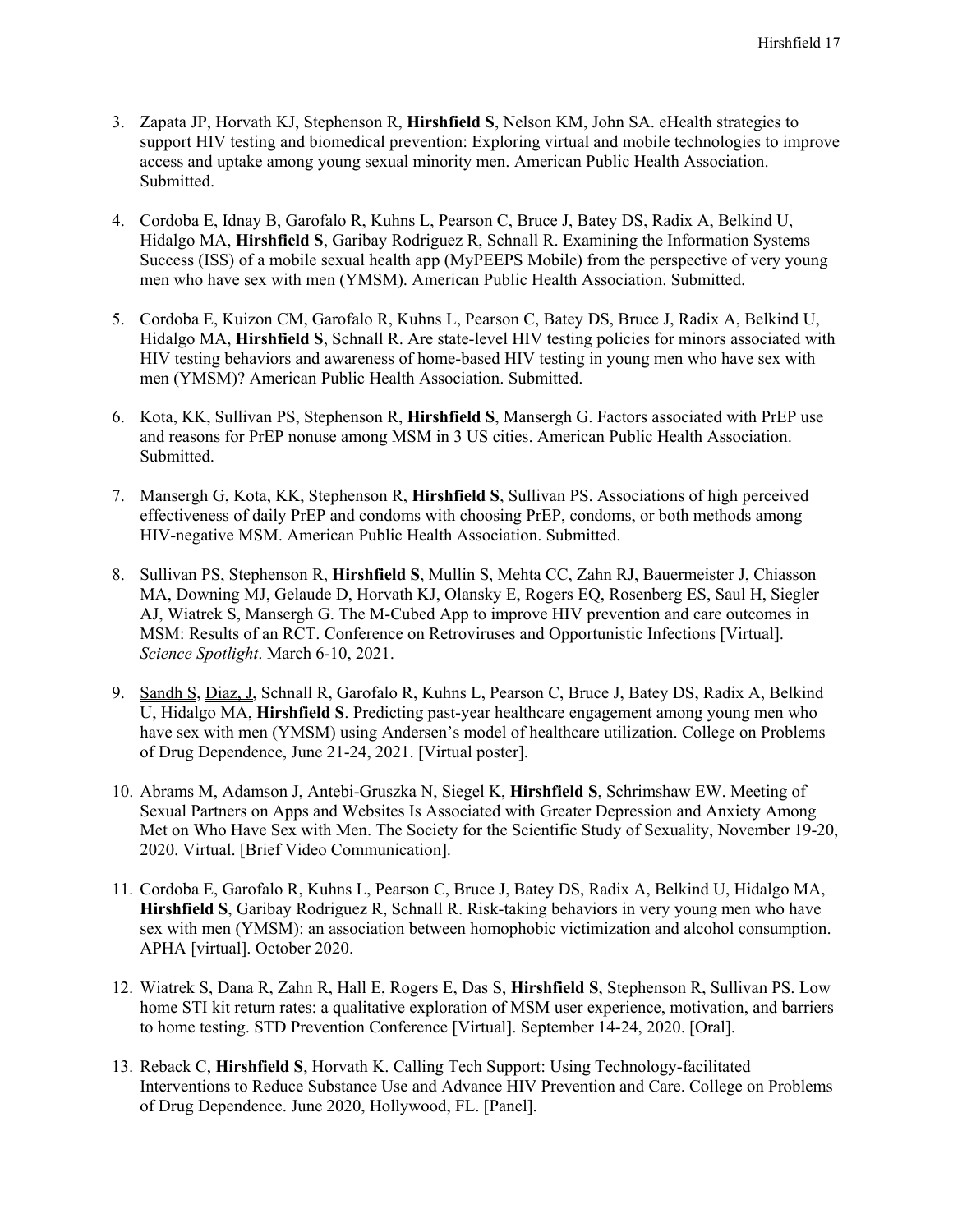3. Zapata JP, Horvath KJ, Stephenson R, **Hirshfield S**, Nelson KM, John SA. eHealth strategies to support HIV testing and biomedical prevention: Exploring virtual and mobile technologies to improve access and uptake among young sexual minority men. American Public Health Association. Submitted.

4. Cordoba E, Idnay B, Garofalo R, Kuhns L, Pearson C, Bruce J, Batey DS, Radix A, Belkind U, Hidalgo MA, **Hirshfield S**, Garibay Rodriguez R, Schnall R. Examining the Information Systems Success (ISS) of a mobile sexual health app (MyPEEPS Mobile) from the perspective of very young men who have sex with men (YMSM). American Public Health Association. Submitted.

5. Cordoba E, Kuizon CM, Garofalo R, Kuhns L, Pearson C, Batey DS, Bruce J, Radix A, Belkind U, Hidalgo MA, **Hirshfield S**, Schnall R. Are state-level HIV testing policies for minors associated with HIV testing behaviors and awareness of home-based HIV testing in young men who have sex with men (YMSM)? American Public Health Association. Submitted.

6. Kota, KK, Sullivan PS, Stephenson R, **Hirshfield S**, Mansergh G. Factors associated with PrEP use and reasons for PrEP nonuse among MSM in 3 US cities. American Public Health Association. Submitted.

7. Mansergh G, Kota, KK, Stephenson R, **Hirshfield S**, Sullivan PS. Associations of high perceived effectiveness of daily PrEP and condoms with choosing PrEP, condoms, or both methods among HIV-negative MSM. American Public Health Association. Submitted.

8. Sullivan PS, Stephenson R, **Hirshfield S**, Mullin S, Mehta CC, Zahn RJ, Bauermeister J, Chiasson MA, Downing MJ, Gelaude D, Horvath KJ, Olansky E, Rogers EQ, Rosenberg ES, Saul H, Siegler AJ, Wiatrek S, Mansergh G. The M-Cubed App to improve HIV prevention and care outcomes in MSM: Results of an RCT. Conference on Retroviruses and Opportunistic Infections [Virtual]. *Science Spotlight*. March 6-10, 2021.

9. Sandh S, Diaz, J, Schnall R, Garofalo R, Kuhns L, Pearson C, Bruce J, Batey DS, Radix A, Belkind U, Hidalgo MA, **Hirshfield S**. Predicting past-year healthcare engagement among young men who have sex with men (YMSM) using Andersen's model of healthcare utilization. College on Problems of Drug Dependence, June 21-24, 2021. [Virtual poster].

10. Abrams M, Adamson J, Antebi-Gruszka N, Siegel K, **Hirshfield S**, Schrimshaw EW. Meeting of Sexual Partners on Apps and Websites Is Associated with Greater Depression and Anxiety Among Met on Who Have Sex with Men. The Society for the Scientific Study of Sexuality, November 19-20, 2020. Virtual. [Brief Video Communication].

11. Cordoba E, Garofalo R, Kuhns L, Pearson C, Bruce J, Batey DS, Radix A, Belkind U, Hidalgo MA, **Hirshfield S**, Garibay Rodriguez R, Schnall R. Risk-taking behaviors in very young men who have sex with men (YMSM): an association between homophobic victimization and alcohol consumption. APHA [virtual]. October 2020.

12. Wiatrek S, Dana R, Zahn R, Hall E, Rogers E, Das S, **Hirshfield S**, Stephenson R, Sullivan PS. Low home STI kit return rates: a qualitative exploration of MSM user experience, motivation, and barriers to home testing. STD Prevention Conference [Virtual]. September 14-24, 2020. [Oral].

13. Reback C, **Hirshfield S**, Horvath K. Calling Tech Support: Using Technology-facilitated Interventions to Reduce Substance Use and Advance HIV Prevention and Care. College on Problems of Drug Dependence. June 2020, Hollywood, FL. [Panel].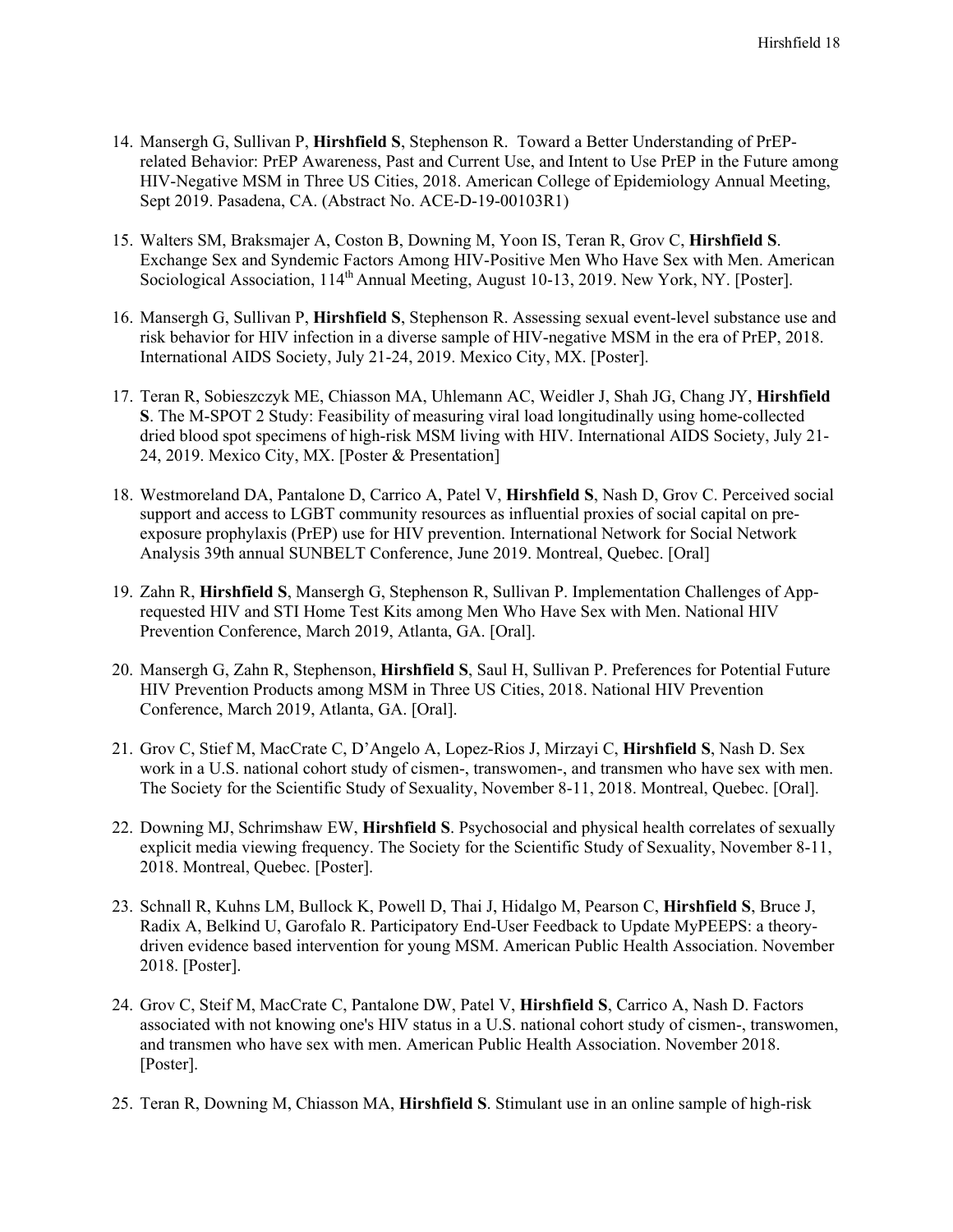14. Mansergh G, Sullivan P, **Hirshfield S**, Stephenson R. Toward a Better Understanding of PrEP-related Behavior: PrEP Awareness, Past and Current Use, and Intent to Use PrEP in the Future among HIV-Negative MSM in Three US Cities, 2018. American College of Epidemiology Annual Meeting, Sept 2019. Pasadena, CA. (Abstract No. ACE-D-19-00103R1)

15. Walters SM, Braksmajer A, Coston B, Downing M, Yoon IS, Teran R, Grov C, **Hirshfield S**. Exchange Sex and Syndemic Factors Among HIV-Positive Men Who Have Sex with Men. American Sociological Association, 114th Annual Meeting, August 10-13, 2019. New York, NY. [Poster].

16. Mansergh G, Sullivan P, **Hirshfield S**, Stephenson R. Assessing sexual event-level substance use and risk behavior for HIV infection in a diverse sample of HIV-negative MSM in the era of PrEP, 2018. International AIDS Society, July 21-24, 2019. Mexico City, MX. [Poster].

17. Teran R, Sobieszczyk ME, Chiasson MA, Uhlemann AC, Weidler J, Shah JG, Chang JY, **Hirshfield S**. The M-SPOT 2 Study: Feasibility of measuring viral load longitudinally using home-collected dried blood spot specimens of high-risk MSM living with HIV. International AIDS Society, July 21-24, 2019. Mexico City, MX. [Poster & Presentation]

18. Westmoreland DA, Pantalone D, Carrico A, Patel V, **Hirshfield S**, Nash D, Grov C. Perceived social support and access to LGBT community resources as influential proxies of social capital on pre-exposure prophylaxis (PrEP) use for HIV prevention. International Network for Social Network Analysis 39th annual SUNBELT Conference, June 2019. Montreal, Quebec. [Oral]

19. Zahn R, **Hirshfield S**, Mansergh G, Stephenson R, Sullivan P. Implementation Challenges of App-requested HIV and STI Home Test Kits among Men Who Have Sex with Men. National HIV Prevention Conference, March 2019, Atlanta, GA. [Oral].

20. Mansergh G, Zahn R, Stephenson, **Hirshfield S**, Saul H, Sullivan P. Preferences for Potential Future HIV Prevention Products among MSM in Three US Cities, 2018. National HIV Prevention Conference, March 2019, Atlanta, GA. [Oral].

21. Grov C, Stief M, MacCrate C, D'Angelo A, Lopez-Rios J, Mirzayi C, **Hirshfield S**, Nash D. Sex work in a U.S. national cohort study of cismen-, transwomen-, and transmen who have sex with men. The Society for the Scientific Study of Sexuality, November 8-11, 2018. Montreal, Quebec. [Oral].

22. Downing MJ, Schrimshaw EW, **Hirshfield S**. Psychosocial and physical health correlates of sexually explicit media viewing frequency. The Society for the Scientific Study of Sexuality, November 8-11, 2018. Montreal, Quebec. [Poster].

23. Schnall R, Kuhns LM, Bullock K, Powell D, Thai J, Hidalgo M, Pearson C, **Hirshfield S**, Bruce J, Radix A, Belkind U, Garofalo R. Participatory End-User Feedback to Update MyPEEPS: a theory-driven evidence based intervention for young MSM. American Public Health Association. November 2018. [Poster].

24. Grov C, Steif M, MacCrate C, Pantalone DW, Patel V, **Hirshfield S**, Carrico A, Nash D. Factors associated with not knowing one's HIV status in a U.S. national cohort study of cismen-, transwomen, and transmen who have sex with men. American Public Health Association. November 2018. [Poster].

25. Teran R, Downing M, Chiasson MA, **Hirshfield S**. Stimulant use in an online sample of high-risk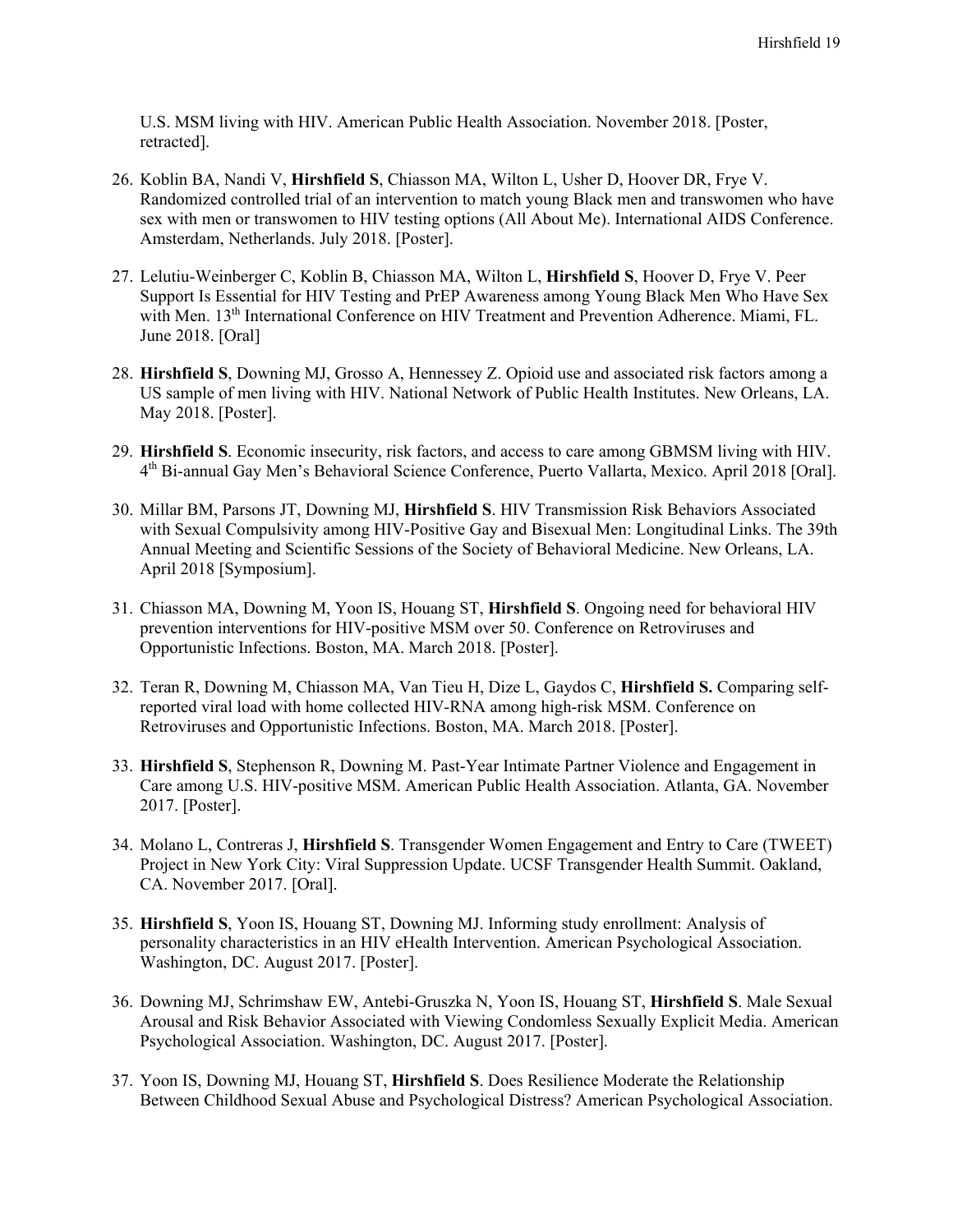U.S. MSM living with HIV. American Public Health Association. November 2018. [Poster, retracted].

26. Koblin BA, Nandi V, **Hirshfield S**, Chiasson MA, Wilton L, Usher D, Hoover DR, Frye V. Randomized controlled trial of an intervention to match young Black men and transwomen who have sex with men or transwomen to HIV testing options (All About Me). International AIDS Conference. Amsterdam, Netherlands. July 2018. [Poster].

27. Lelutiu-Weinberger C, Koblin B, Chiasson MA, Wilton L, **Hirshfield S**, Hoover D, Frye V. Peer Support Is Essential for HIV Testing and PrEP Awareness among Young Black Men Who Have Sex with Men. 13th International Conference on HIV Treatment and Prevention Adherence. Miami, FL. June 2018. [Oral]

28. **Hirshfield S**, Downing MJ, Grosso A, Hennessey Z. Opioid use and associated risk factors among a US sample of men living with HIV. National Network of Public Health Institutes. New Orleans, LA. May 2018. [Poster].

29. **Hirshfield S**. Economic insecurity, risk factors, and access to care among GBMSM living with HIV. 4th Bi-annual Gay Men's Behavioral Science Conference, Puerto Vallarta, Mexico. April 2018 [Oral].

30. Millar BM, Parsons JT, Downing MJ, **Hirshfield S**. HIV Transmission Risk Behaviors Associated with Sexual Compulsivity among HIV-Positive Gay and Bisexual Men: Longitudinal Links. The 39th Annual Meeting and Scientific Sessions of the Society of Behavioral Medicine. New Orleans, LA. April 2018 [Symposium].

31. Chiasson MA, Downing M, Yoon IS, Houang ST, **Hirshfield S**. Ongoing need for behavioral HIV prevention interventions for HIV-positive MSM over 50. Conference on Retroviruses and Opportunistic Infections. Boston, MA. March 2018. [Poster].

32. Teran R, Downing M, Chiasson MA, Van Tieu H, Dize L, Gaydos C, **Hirshfield S.** Comparing self-reported viral load with home collected HIV-RNA among high-risk MSM. Conference on Retroviruses and Opportunistic Infections. Boston, MA. March 2018. [Poster].

33. **Hirshfield S**, Stephenson R, Downing M. Past-Year Intimate Partner Violence and Engagement in Care among U.S. HIV-positive MSM. American Public Health Association. Atlanta, GA. November 2017. [Poster].

34. Molano L, Contreras J, **Hirshfield S**. Transgender Women Engagement and Entry to Care (TWEET) Project in New York City: Viral Suppression Update. UCSF Transgender Health Summit. Oakland, CA. November 2017. [Oral].

35. **Hirshfield S**, Yoon IS, Houang ST, Downing MJ. Informing study enrollment: Analysis of personality characteristics in an HIV eHealth Intervention. American Psychological Association. Washington, DC. August 2017. [Poster].

36. Downing MJ, Schrimshaw EW, Antebi-Gruszka N, Yoon IS, Houang ST, **Hirshfield S**. Male Sexual Arousal and Risk Behavior Associated with Viewing Condomless Sexually Explicit Media. American Psychological Association. Washington, DC. August 2017. [Poster].

37. Yoon IS, Downing MJ, Houang ST, **Hirshfield S**. Does Resilience Moderate the Relationship Between Childhood Sexual Abuse and Psychological Distress? American Psychological Association.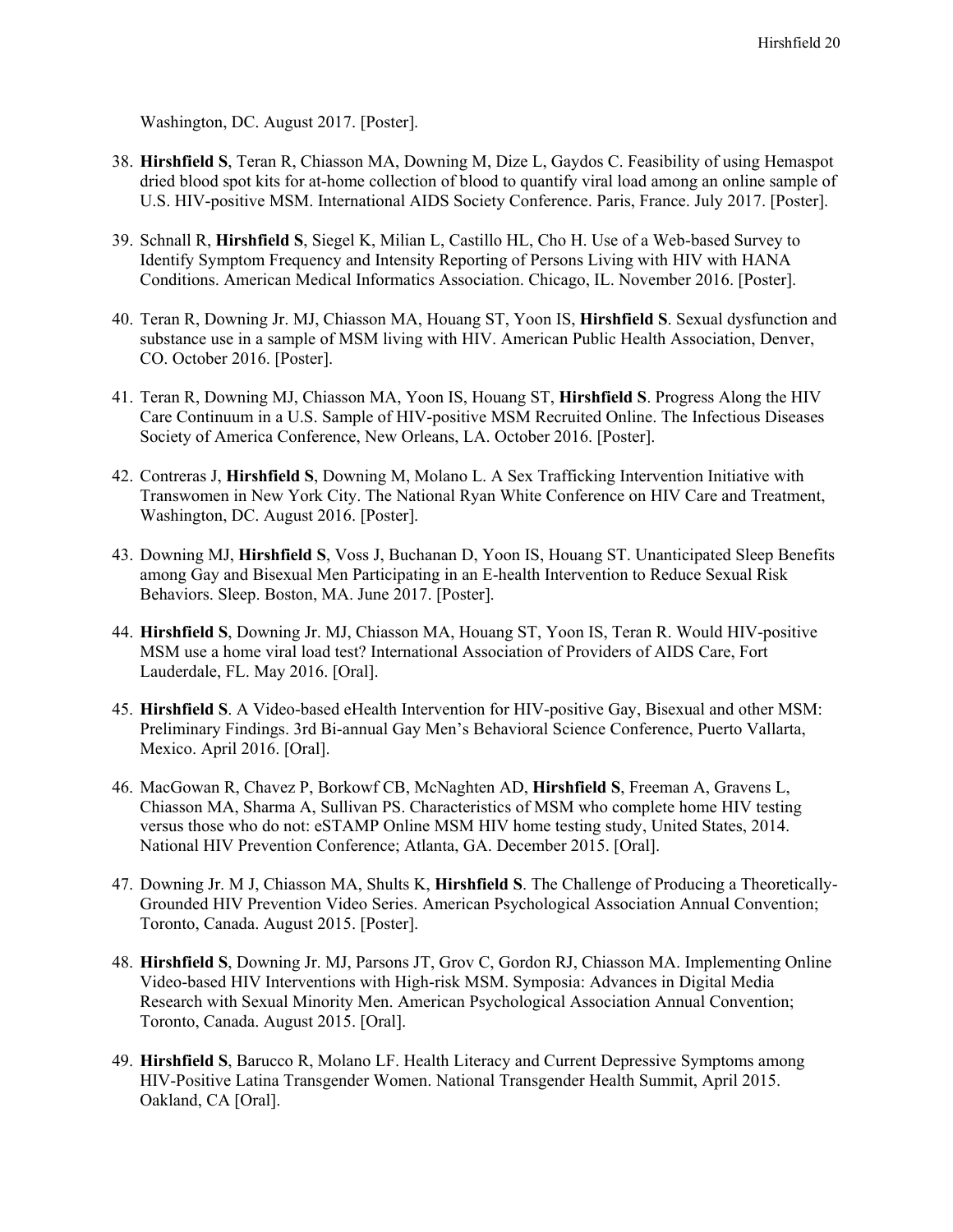Washington, DC. August 2017. [Poster].

38. **Hirshfield S**, Teran R, Chiasson MA, Downing M, Dize L, Gaydos C. Feasibility of using Hemaspot dried blood spot kits for at-home collection of blood to quantify viral load among an online sample of U.S. HIV-positive MSM. International AIDS Society Conference. Paris, France. July 2017. [Poster].

39. Schnall R, **Hirshfield S**, Siegel K, Milian L, Castillo HL, Cho H. Use of a Web-based Survey to Identify Symptom Frequency and Intensity Reporting of Persons Living with HIV with HANA Conditions. American Medical Informatics Association. Chicago, IL. November 2016. [Poster].

40. Teran R, Downing Jr. MJ, Chiasson MA, Houang ST, Yoon IS, **Hirshfield S**. Sexual dysfunction and substance use in a sample of MSM living with HIV. American Public Health Association, Denver, CO. October 2016. [Poster].

41. Teran R, Downing MJ, Chiasson MA, Yoon IS, Houang ST, **Hirshfield S**. Progress Along the HIV Care Continuum in a U.S. Sample of HIV-positive MSM Recruited Online. The Infectious Diseases Society of America Conference, New Orleans, LA. October 2016. [Poster].

42. Contreras J, **Hirshfield S**, Downing M, Molano L. A Sex Trafficking Intervention Initiative with Transwomen in New York City. The National Ryan White Conference on HIV Care and Treatment, Washington, DC. August 2016. [Poster].

43. Downing MJ, **Hirshfield S**, Voss J, Buchanan D, Yoon IS, Houang ST. Unanticipated Sleep Benefits among Gay and Bisexual Men Participating in an E-health Intervention to Reduce Sexual Risk Behaviors. Sleep. Boston, MA. June 2017. [Poster].

44. **Hirshfield S**, Downing Jr. MJ, Chiasson MA, Houang ST, Yoon IS, Teran R. Would HIV-positive MSM use a home viral load test? International Association of Providers of AIDS Care, Fort Lauderdale, FL. May 2016. [Oral].

45. **Hirshfield S**. A Video-based eHealth Intervention for HIV-positive Gay, Bisexual and other MSM: Preliminary Findings. 3rd Bi-annual Gay Men's Behavioral Science Conference, Puerto Vallarta, Mexico. April 2016. [Oral].

46. MacGowan R, Chavez P, Borkowf CB, McNaghten AD, **Hirshfield S**, Freeman A, Gravens L, Chiasson MA, Sharma A, Sullivan PS. Characteristics of MSM who complete home HIV testing versus those who do not: eSTAMP Online MSM HIV home testing study, United States, 2014. National HIV Prevention Conference; Atlanta, GA. December 2015. [Oral].

47. Downing Jr. M J, Chiasson MA, Shults K, **Hirshfield S**. The Challenge of Producing a Theoretically-Grounded HIV Prevention Video Series. American Psychological Association Annual Convention; Toronto, Canada. August 2015. [Poster].

48. **Hirshfield S**, Downing Jr. MJ, Parsons JT, Grov C, Gordon RJ, Chiasson MA. Implementing Online Video-based HIV Interventions with High-risk MSM. Symposia: Advances in Digital Media Research with Sexual Minority Men. American Psychological Association Annual Convention; Toronto, Canada. August 2015. [Oral].

49. **Hirshfield S**, Barucco R, Molano LF. Health Literacy and Current Depressive Symptoms among HIV-Positive Latina Transgender Women. National Transgender Health Summit, April 2015. Oakland, CA [Oral].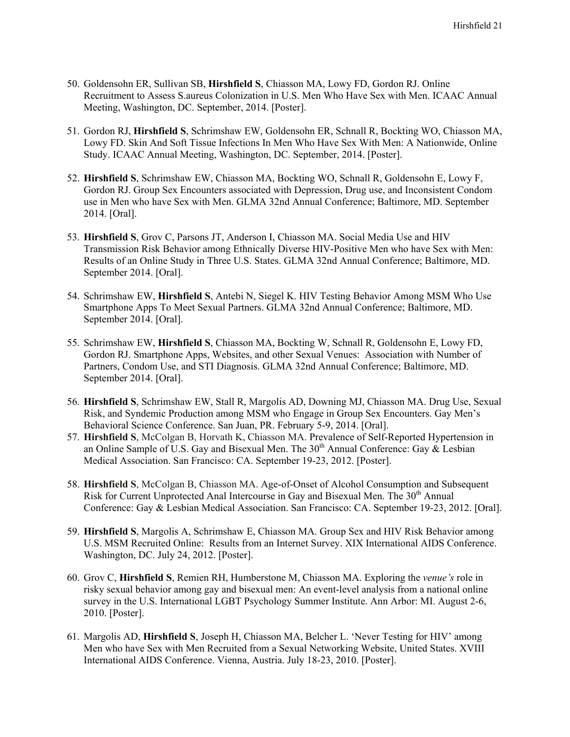50. Goldensohn ER, Sullivan SB, **Hirshfield S**, Chiasson MA, Lowy FD, Gordon RJ. Online Recruitment to Assess S.aureus Colonization in U.S. Men Who Have Sex with Men. ICAAC Annual Meeting, Washington, DC. September, 2014. [Poster].

51. Gordon RJ, **Hirshfield S**, Schrimshaw EW, Goldensohn ER, Schnall R, Bockting WO, Chiasson MA, Lowy FD. Skin And Soft Tissue Infections In Men Who Have Sex With Men: A Nationwide, Online Study. ICAAC Annual Meeting, Washington, DC. September, 2014. [Poster].

52. **Hirshfield S**, Schrimshaw EW, Chiasson MA, Bockting WO, Schnall R, Goldensohn E, Lowy F, Gordon RJ. Group Sex Encounters associated with Depression, Drug use, and Inconsistent Condom use in Men who have Sex with Men. GLMA 32nd Annual Conference; Baltimore, MD. September 2014. [Oral].

53. **Hirshfield S**, Grov C, Parsons JT, Anderson I, Chiasson MA. Social Media Use and HIV Transmission Risk Behavior among Ethnically Diverse HIV-Positive Men who have Sex with Men: Results of an Online Study in Three U.S. States. GLMA 32nd Annual Conference; Baltimore, MD. September 2014. [Oral].

54. Schrimshaw EW, **Hirshfield S**, Antebi N, Siegel K. HIV Testing Behavior Among MSM Who Use Smartphone Apps To Meet Sexual Partners. GLMA 32nd Annual Conference; Baltimore, MD. September 2014. [Oral].

55. Schrimshaw EW, **Hirshfield S**, Chiasson MA, Bockting W, Schnall R, Goldensohn E, Lowy FD, Gordon RJ. Smartphone Apps, Websites, and other Sexual Venues: Association with Number of Partners, Condom Use, and STI Diagnosis. GLMA 32nd Annual Conference; Baltimore, MD. September 2014. [Oral].

56. **Hirshfield S**, Schrimshaw EW, Stall R, Margolis AD, Downing MJ, Chiasson MA. Drug Use, Sexual Risk, and Syndemic Production among MSM who Engage in Group Sex Encounters. Gay Men's Behavioral Science Conference. San Juan, PR. February 5-9, 2014. [Oral].

57. **Hirshfield S**, McColgan B, Horvath K, Chiasson MA. Prevalence of Self-Reported Hypertension in an Online Sample of U.S. Gay and Bisexual Men. The 30th Annual Conference: Gay & Lesbian Medical Association. San Francisco: CA. September 19-23, 2012. [Poster].

58. **Hirshfield S**, McColgan B, Chiasson MA. Age-of-Onset of Alcohol Consumption and Subsequent Risk for Current Unprotected Anal Intercourse in Gay and Bisexual Men. The 30th Annual Conference: Gay & Lesbian Medical Association. San Francisco: CA. September 19-23, 2012. [Oral].

59. **Hirshfield S**, Margolis A, Schrimshaw E, Chiasson MA. Group Sex and HIV Risk Behavior among U.S. MSM Recruited Online: Results from an Internet Survey. XIX International AIDS Conference. Washington, DC. July 24, 2012. [Poster].

60. Grov C, **Hirshfield S**, Remien RH, Humberstone M, Chiasson MA. Exploring the *venue's* role in risky sexual behavior among gay and bisexual men: An event-level analysis from a national online survey in the U.S. International LGBT Psychology Summer Institute. Ann Arbor: MI. August 2-6, 2010. [Poster].

61. Margolis AD, **Hirshfield S**, Joseph H, Chiasson MA, Belcher L. 'Never Testing for HIV' among Men who have Sex with Men Recruited from a Sexual Networking Website, United States. XVIII International AIDS Conference. Vienna, Austria. July 18-23, 2010. [Poster].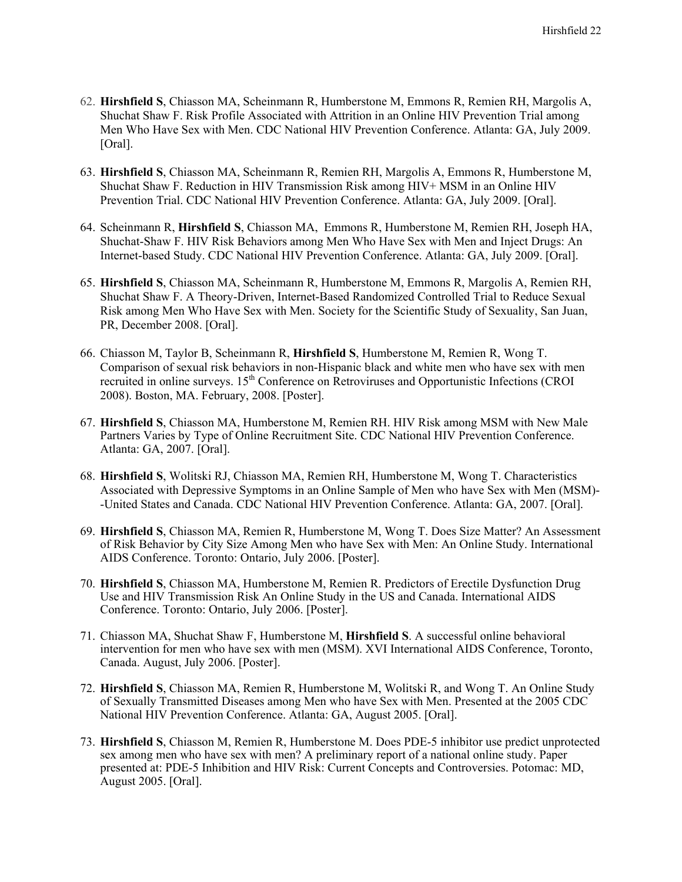62. **Hirshfield S**, Chiasson MA, Scheinmann R, Humberstone M, Emmons R, Remien RH, Margolis A, Shuchat Shaw F. Risk Profile Associated with Attrition in an Online HIV Prevention Trial among Men Who Have Sex with Men. CDC National HIV Prevention Conference. Atlanta: GA, July 2009. [Oral].

63. **Hirshfield S**, Chiasson MA, Scheinmann R, Remien RH, Margolis A, Emmons R, Humberstone M, Shuchat Shaw F. Reduction in HIV Transmission Risk among HIV+ MSM in an Online HIV Prevention Trial. CDC National HIV Prevention Conference. Atlanta: GA, July 2009. [Oral].

64. Scheinmann R, **Hirshfield S**, Chiasson MA, Emmons R, Humberstone M, Remien RH, Joseph HA, Shuchat-Shaw F. HIV Risk Behaviors among Men Who Have Sex with Men and Inject Drugs: An Internet-based Study. CDC National HIV Prevention Conference. Atlanta: GA, July 2009. [Oral].

65. **Hirshfield S**, Chiasson MA, Scheinmann R, Humberstone M, Emmons R, Margolis A, Remien RH, Shuchat Shaw F. A Theory-Driven, Internet-Based Randomized Controlled Trial to Reduce Sexual Risk among Men Who Have Sex with Men. Society for the Scientific Study of Sexuality, San Juan, PR, December 2008. [Oral].

66. Chiasson M, Taylor B, Scheinmann R, **Hirshfield S**, Humberstone M, Remien R, Wong T. Comparison of sexual risk behaviors in non-Hispanic black and white men who have sex with men recruited in online surveys. 15th Conference on Retroviruses and Opportunistic Infections (CROI 2008). Boston, MA. February, 2008. [Poster].

67. **Hirshfield S**, Chiasson MA, Humberstone M, Remien RH. HIV Risk among MSM with New Male Partners Varies by Type of Online Recruitment Site. CDC National HIV Prevention Conference. Atlanta: GA, 2007. [Oral].

68. **Hirshfield S**, Wolitski RJ, Chiasson MA, Remien RH, Humberstone M, Wong T. Characteristics Associated with Depressive Symptoms in an Online Sample of Men who have Sex with Men (MSM)--United States and Canada. CDC National HIV Prevention Conference. Atlanta: GA, 2007. [Oral].

69. **Hirshfield S**, Chiasson MA, Remien R, Humberstone M, Wong T. Does Size Matter? An Assessment of Risk Behavior by City Size Among Men who have Sex with Men: An Online Study. International AIDS Conference. Toronto: Ontario, July 2006. [Poster].

70. **Hirshfield S**, Chiasson MA, Humberstone M, Remien R. Predictors of Erectile Dysfunction Drug Use and HIV Transmission Risk An Online Study in the US and Canada. International AIDS Conference. Toronto: Ontario, July 2006. [Poster].

71. Chiasson MA, Shuchat Shaw F, Humberstone M, **Hirshfield S**. A successful online behavioral intervention for men who have sex with men (MSM). XVI International AIDS Conference, Toronto, Canada. August, July 2006. [Poster].

72. **Hirshfield S**, Chiasson MA, Remien R, Humberstone M, Wolitski R, and Wong T. An Online Study of Sexually Transmitted Diseases among Men who have Sex with Men. Presented at the 2005 CDC National HIV Prevention Conference. Atlanta: GA, August 2005. [Oral].

73. **Hirshfield S**, Chiasson M, Remien R, Humberstone M. Does PDE-5 inhibitor use predict unprotected sex among men who have sex with men? A preliminary report of a national online study. Paper presented at: PDE-5 Inhibition and HIV Risk: Current Concepts and Controversies. Potomac: MD, August 2005. [Oral].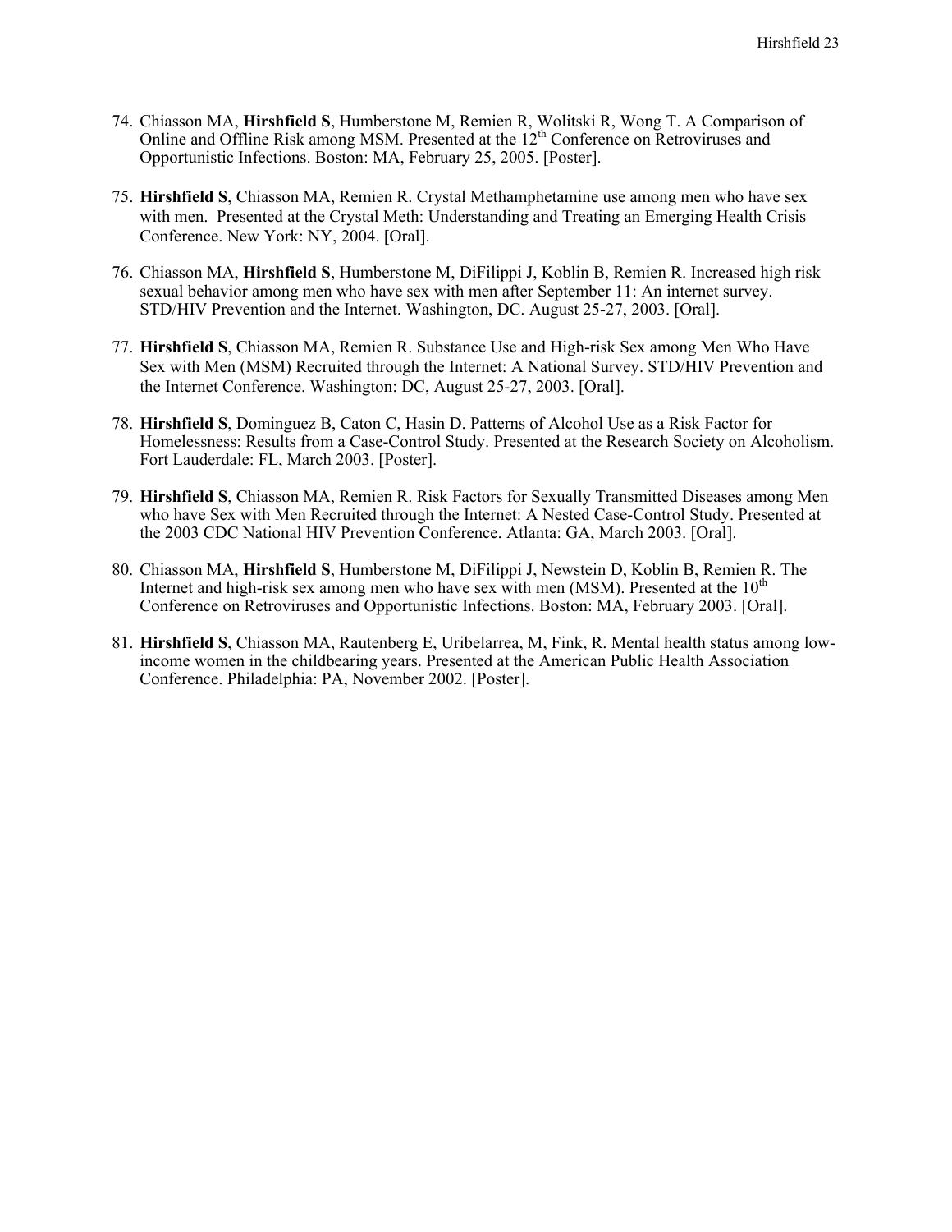74. Chiasson MA, **Hirshfield S**, Humberstone M, Remien R, Wolitski R, Wong T. A Comparison of Online and Offline Risk among MSM. Presented at the 12th Conference on Retroviruses and Opportunistic Infections. Boston: MA, February 25, 2005. [Poster].

75. **Hirshfield S**, Chiasson MA, Remien R. Crystal Methamphetamine use among men who have sex with men. Presented at the Crystal Meth: Understanding and Treating an Emerging Health Crisis Conference. New York: NY, 2004. [Oral].

76. Chiasson MA, **Hirshfield S**, Humberstone M, DiFilippi J, Koblin B, Remien R. Increased high risk sexual behavior among men who have sex with men after September 11: An internet survey. STD/HIV Prevention and the Internet. Washington, DC. August 25-27, 2003. [Oral].

77. **Hirshfield S**, Chiasson MA, Remien R. Substance Use and High-risk Sex among Men Who Have Sex with Men (MSM) Recruited through the Internet: A National Survey. STD/HIV Prevention and the Internet Conference. Washington: DC, August 25-27, 2003. [Oral].

78. **Hirshfield S**, Dominguez B, Caton C, Hasin D. Patterns of Alcohol Use as a Risk Factor for Homelessness: Results from a Case-Control Study. Presented at the Research Society on Alcoholism. Fort Lauderdale: FL, March 2003. [Poster].

79. **Hirshfield S**, Chiasson MA, Remien R. Risk Factors for Sexually Transmitted Diseases among Men who have Sex with Men Recruited through the Internet: A Nested Case-Control Study. Presented at the 2003 CDC National HIV Prevention Conference. Atlanta: GA, March 2003. [Oral].

80. Chiasson MA, **Hirshfield S**, Humberstone M, DiFilippi J, Newstein D, Koblin B, Remien R. The Internet and high-risk sex among men who have sex with men (MSM). Presented at the 10th Conference on Retroviruses and Opportunistic Infections. Boston: MA, February 2003. [Oral].

81. **Hirshfield S**, Chiasson MA, Rautenberg E, Uribelarrea, M, Fink, R. Mental health status among low-income women in the childbearing years. Presented at the American Public Health Association Conference. Philadelphia: PA, November 2002. [Poster].